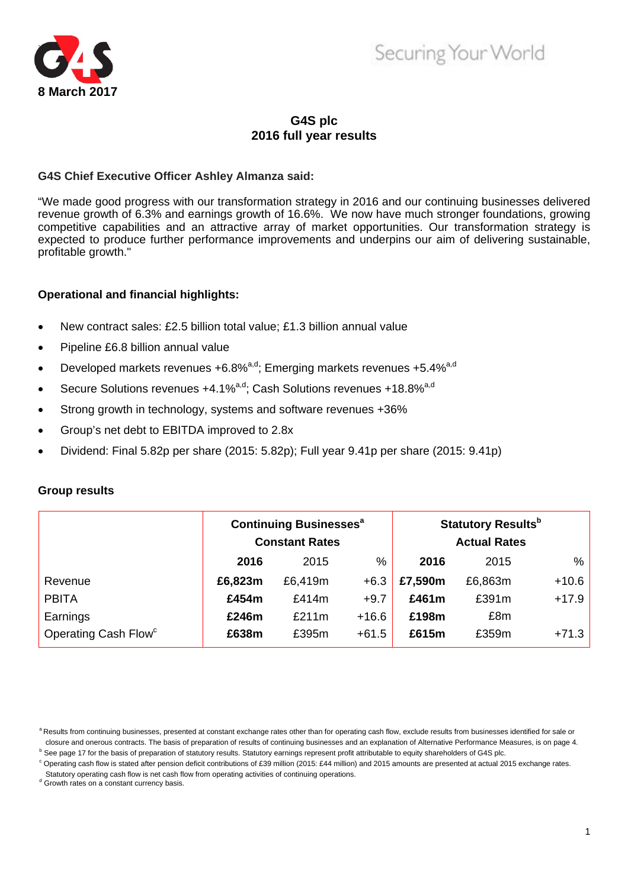8 March 2017

Securing Your World

# G4S plc
## 2016 full year results

**G4S Chief Executive Officer Ashley Almanza said:**

"We made good progress with our transformation strategy in 2016 and our continuing businesses delivered revenue growth of 6.3% and earnings growth of 16.6%. We now have much stronger foundations, growing competitive capabilities and an attractive array of market opportunities. Our transformation strategy is expected to produce further performance improvements and underpins our aim of delivering sustainable, profitable growth."

**Operational and financial highlights:**

- New contract sales: £2.5 billion total value; £1.3 billion annual value
- Pipeline £6.8 billion annual value
- Developed markets revenues +6.8%[a,d]; Emerging markets revenues +5.4%[a,d]
- Secure Solutions revenues +4.1%[a,d]; Cash Solutions revenues +18.8%[a,d]
- Strong growth in technology, systems and software revenues +36%
- Group's net debt to EBITDA improved to 2.8x
- Dividend: Final 5.82p per share (2015: 5.82p); Full year 9.41p per share (2015: 9.41p)

**Group results**

| | Continuing Businesses[a] Constant Rates | | | Statutory Results[b] Actual Rates | | |
|---|---|---|---|---|---|---|
| | **2016** | 2015 | % | **2016** | 2015 | % |
| Revenue | **£6,823m** | £6,419m | +6.3 | **£7,590m** | £6,863m | +10.6 |
| PBITA | **£454m** | £414m | +9.7 | **£461m** | £391m | +17.9 |
| Earnings | **£246m** | £211m | +16.6 | **£198m** | £8m | |
| Operating Cash Flow[c] | **£638m** | £395m | +61.5 | **£615m** | £359m | +71.3 |

[a] Results from continuing businesses, presented at constant exchange rates other than for operating cash flow, exclude results from businesses identified for sale or closure and onerous contracts. The basis of preparation of results of continuing businesses and an explanation of Alternative Performance Measures, is on page 4.
[b] See page 17 for the basis of preparation of statutory results. Statutory earnings represent profit attributable to equity shareholders of G4S plc.
[c] Operating cash flow is stated after pension deficit contributions of £39 million (2015: £44 million) and 2015 amounts are presented at actual 2015 exchange rates. Statutory operating cash flow is net cash flow from operating activities of continuing operations.
[d] Growth rates on a constant currency basis.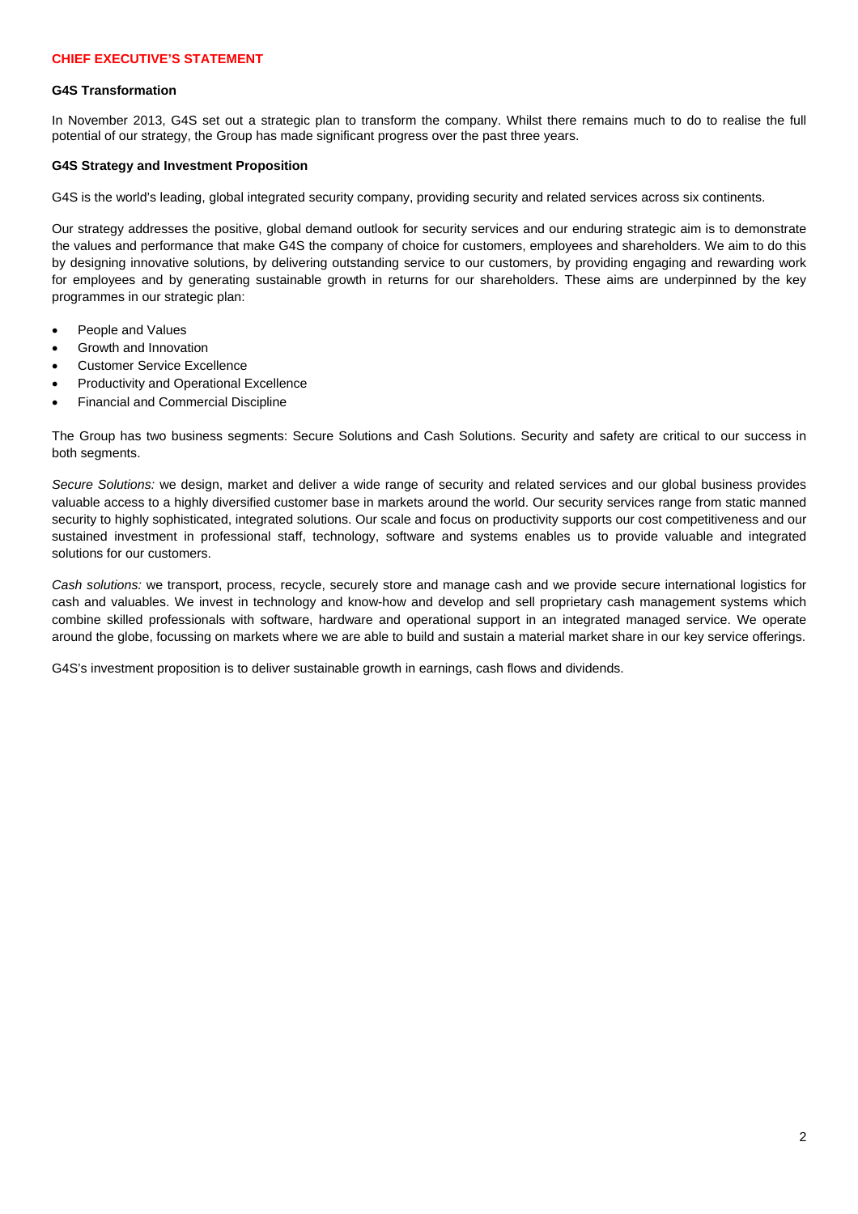## CHIEF EXECUTIVE'S STATEMENT

### G4S Transformation

In November 2013, G4S set out a strategic plan to transform the company. Whilst there remains much to do to realise the full potential of our strategy, the Group has made significant progress over the past three years.

### G4S Strategy and Investment Proposition

G4S is the world's leading, global integrated security company, providing security and related services across six continents.

Our strategy addresses the positive, global demand outlook for security services and our enduring strategic aim is to demonstrate the values and performance that make G4S the company of choice for customers, employees and shareholders. We aim to do this by designing innovative solutions, by delivering outstanding service to our customers, by providing engaging and rewarding work for employees and by generating sustainable growth in returns for our shareholders. These aims are underpinned by the key programmes in our strategic plan:

- People and Values
- Growth and Innovation
- Customer Service Excellence
- Productivity and Operational Excellence
- Financial and Commercial Discipline

The Group has two business segments: Secure Solutions and Cash Solutions. Security and safety are critical to our success in both segments.

*Secure Solutions:* we design, market and deliver a wide range of security and related services and our global business provides valuable access to a highly diversified customer base in markets around the world. Our security services range from static manned security to highly sophisticated, integrated solutions. Our scale and focus on productivity supports our cost competitiveness and our sustained investment in professional staff, technology, software and systems enables us to provide valuable and integrated solutions for our customers.

*Cash solutions:* we transport, process, recycle, securely store and manage cash and we provide secure international logistics for cash and valuables. We invest in technology and know-how and develop and sell proprietary cash management systems which combine skilled professionals with software, hardware and operational support in an integrated managed service. We operate around the globe, focussing on markets where we are able to build and sustain a material market share in our key service offerings.

G4S's investment proposition is to deliver sustainable growth in earnings, cash flows and dividends.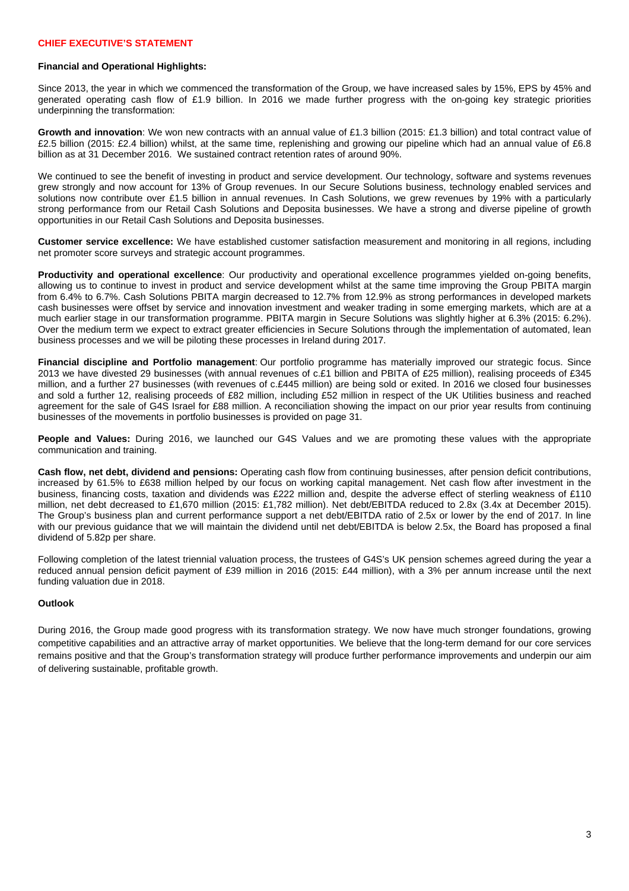## CHIEF EXECUTIVE'S STATEMENT

### Financial and Operational Highlights:

Since 2013, the year in which we commenced the transformation of the Group, we have increased sales by 15%, EPS by 45% and generated operating cash flow of £1.9 billion. In 2016 we made further progress with the on-going key strategic priorities underpinning the transformation:

**Growth and innovation**: We won new contracts with an annual value of £1.3 billion (2015: £1.3 billion) and total contract value of £2.5 billion (2015: £2.4 billion) whilst, at the same time, replenishing and growing our pipeline which had an annual value of £6.8 billion as at 31 December 2016. We sustained contract retention rates of around 90%.

We continued to see the benefit of investing in product and service development. Our technology, software and systems revenues grew strongly and now account for 13% of Group revenues. In our Secure Solutions business, technology enabled services and solutions now contribute over £1.5 billion in annual revenues. In Cash Solutions, we grew revenues by 19% with a particularly strong performance from our Retail Cash Solutions and Deposita businesses. We have a strong and diverse pipeline of growth opportunities in our Retail Cash Solutions and Deposita businesses.

**Customer service excellence:** We have established customer satisfaction measurement and monitoring in all regions, including net promoter score surveys and strategic account programmes.

**Productivity and operational excellence**: Our productivity and operational excellence programmes yielded on-going benefits, allowing us to continue to invest in product and service development whilst at the same time improving the Group PBITA margin from 6.4% to 6.7%. Cash Solutions PBITA margin decreased to 12.7% from 12.9% as strong performances in developed markets cash businesses were offset by service and innovation investment and weaker trading in some emerging markets, which are at a much earlier stage in our transformation programme. PBITA margin in Secure Solutions was slightly higher at 6.3% (2015: 6.2%). Over the medium term we expect to extract greater efficiencies in Secure Solutions through the implementation of automated, lean business processes and we will be piloting these processes in Ireland during 2017.

**Financial discipline and Portfolio management**: Our portfolio programme has materially improved our strategic focus. Since 2013 we have divested 29 businesses (with annual revenues of c.£1 billion and PBITA of £25 million), realising proceeds of £345 million, and a further 27 businesses (with revenues of c.£445 million) are being sold or exited. In 2016 we closed four businesses and sold a further 12, realising proceeds of £82 million, including £52 million in respect of the UK Utilities business and reached agreement for the sale of G4S Israel for £88 million. A reconciliation showing the impact on our prior year results from continuing businesses of the movements in portfolio businesses is provided on page 31.

**People and Values:** During 2016, we launched our G4S Values and we are promoting these values with the appropriate communication and training.

**Cash flow, net debt, dividend and pensions:** Operating cash flow from continuing businesses, after pension deficit contributions, increased by 61.5% to £638 million helped by our focus on working capital management. Net cash flow after investment in the business, financing costs, taxation and dividends was £222 million and, despite the adverse effect of sterling weakness of £110 million, net debt decreased to £1,670 million (2015: £1,782 million). Net debt/EBITDA reduced to 2.8x (3.4x at December 2015). The Group's business plan and current performance support a net debt/EBITDA ratio of 2.5x or lower by the end of 2017. In line with our previous guidance that we will maintain the dividend until net debt/EBITDA is below 2.5x, the Board has proposed a final dividend of 5.82p per share.

Following completion of the latest triennial valuation process, the trustees of G4S's UK pension schemes agreed during the year a reduced annual pension deficit payment of £39 million in 2016 (2015: £44 million), with a 3% per annum increase until the next funding valuation due in 2018.

### Outlook

During 2016, the Group made good progress with its transformation strategy. We now have much stronger foundations, growing competitive capabilities and an attractive array of market opportunities. We believe that the long-term demand for our core services remains positive and that the Group's transformation strategy will produce further performance improvements and underpin our aim of delivering sustainable, profitable growth.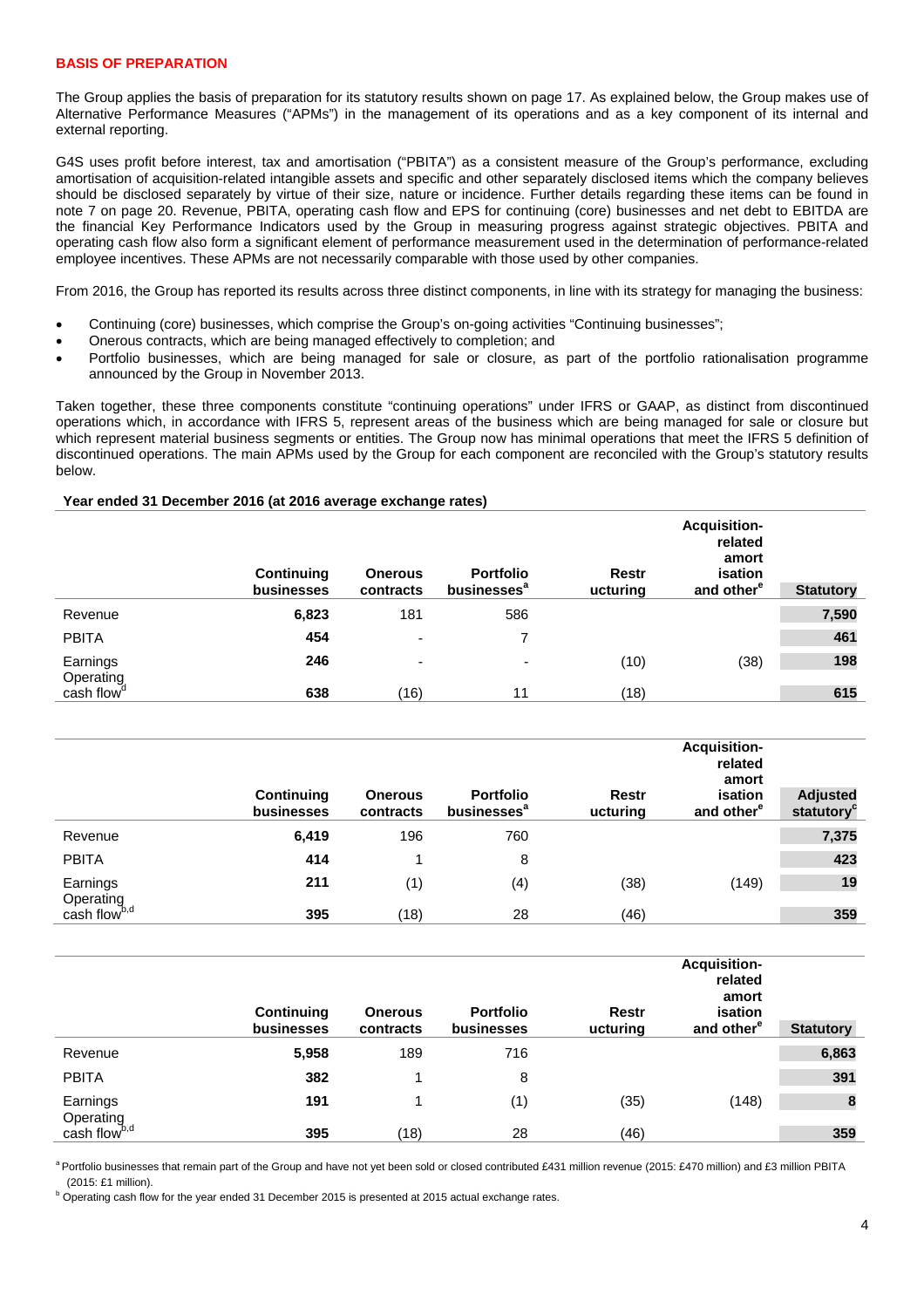## BASIS OF PREPARATION

The Group applies the basis of preparation for its statutory results shown on page 17. As explained below, the Group makes use of Alternative Performance Measures ("APMs") in the management of its operations and as a key component of its internal and external reporting.

G4S uses profit before interest, tax and amortisation ("PBITA") as a consistent measure of the Group's performance, excluding amortisation of acquisition-related intangible assets and specific and other separately disclosed items which the company believes should be disclosed separately by virtue of their size, nature or incidence. Further details regarding these items can be found in note 7 on page 20. Revenue, PBITA, operating cash flow and EPS for continuing (core) businesses and net debt to EBITDA are the financial Key Performance Indicators used by the Group in measuring progress against strategic objectives. PBITA and operating cash flow also form a significant element of performance measurement used in the determination of performance-related employee incentives. These APMs are not necessarily comparable with those used by other companies.

From 2016, the Group has reported its results across three distinct components, in line with its strategy for managing the business:

- Continuing (core) businesses, which comprise the Group's on-going activities "Continuing businesses";
- Onerous contracts, which are being managed effectively to completion; and
- Portfolio businesses, which are being managed for sale or closure, as part of the portfolio rationalisation programme announced by the Group in November 2013.

Taken together, these three components constitute "continuing operations" under IFRS or GAAP, as distinct from discontinued operations which, in accordance with IFRS 5, represent areas of the business which are being managed for sale or closure but which represent material business segments or entities. The Group now has minimal operations that meet the IFRS 5 definition of discontinued operations. The main APMs used by the Group for each component are reconciled with the Group's statutory results below.

**Year ended 31 December 2016 (at 2016 average exchange rates)**

| | Continuing businesses | Onerous contracts | Portfolio businesses[a] | Restructuring | Acquisition-related amortisation and other[e] | Statutory |
|---|---|---|---|---|---|---|
| Revenue | 6,823 | 181 | 586 | | | 7,590 |
| PBITA | 454 | - | 7 | | | 461 |
| Earnings | 246 | - | - | (10) | (38) | 198 |
| Operating cash flow[d] | 638 | (16) | 11 | (18) | | 615 |

| | Continuing businesses | Onerous contracts | Portfolio businesses[a] | Restructuring | Acquisition-related amortisation and other[e] | Adjusted statutory[c] |
|---|---|---|---|---|---|---|
| Revenue | 6,419 | 196 | 760 | | | 7,375 |
| PBITA | 414 | 1 | 8 | | | 423 |
| Earnings | 211 | (1) | (4) | (38) | (149) | 19 |
| Operating cash flow[b,d] | 395 | (18) | 28 | (46) | | 359 |

| | Continuing businesses | Onerous contracts | Portfolio businesses | Restructuring | Acquisition-related amortisation and other[e] | Statutory |
|---|---|---|---|---|---|---|
| Revenue | 5,958 | 189 | 716 | | | 6,863 |
| PBITA | 382 | 1 | 8 | | | 391 |
| Earnings | 191 | 1 | (1) | (35) | (148) | 8 |
| Operating cash flow[b,d] | 395 | (18) | 28 | (46) | | 359 |

[a] Portfolio businesses that remain part of the Group and have not yet been sold or closed contributed £431 million revenue (2015: £470 million) and £3 million PBITA (2015: £1 million).

[b] Operating cash flow for the year ended 31 December 2015 is presented at 2015 actual exchange rates.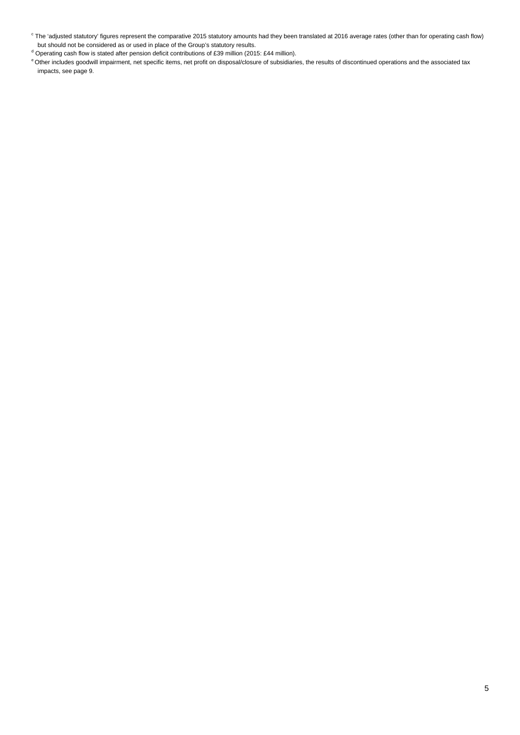[c] The 'adjusted statutory' figures represent the comparative 2015 statutory amounts had they been translated at 2016 average rates (other than for operating cash flow) but should not be considered as or used in place of the Group's statutory results.

[d] Operating cash flow is stated after pension deficit contributions of £39 million (2015: £44 million).

[e] Other includes goodwill impairment, net specific items, net profit on disposal/closure of subsidiaries, the results of discontinued operations and the associated tax impacts, see page 9.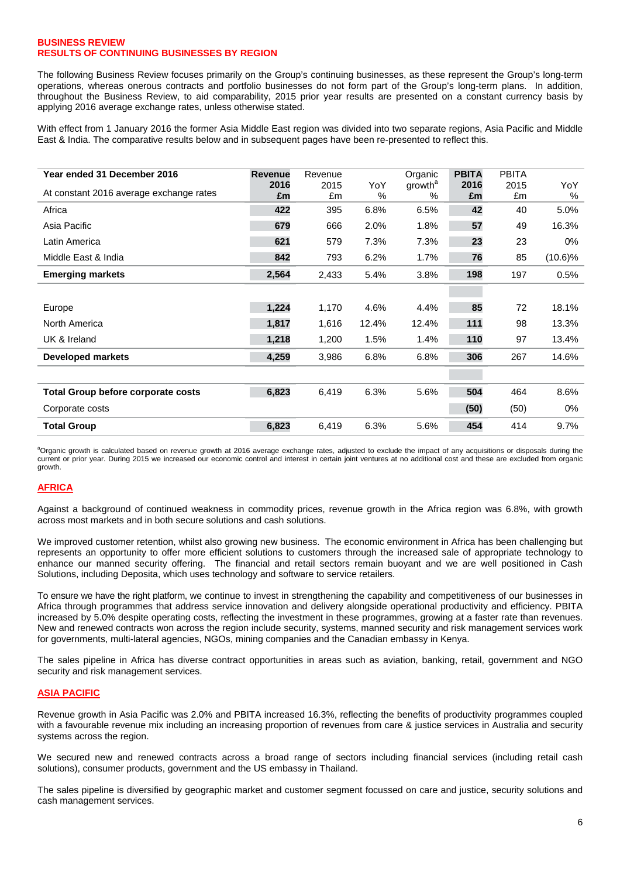## BUSINESS REVIEW
## RESULTS OF CONTINUING BUSINESSES BY REGION

The following Business Review focuses primarily on the Group's continuing businesses, as these represent the Group's long-term operations, whereas onerous contracts and portfolio businesses do not form part of the Group's long-term plans. In addition, throughout the Business Review, to aid comparability, 2015 prior year results are presented on a constant currency basis by applying 2016 average exchange rates, unless otherwise stated.

With effect from 1 January 2016 the former Asia Middle East region was divided into two separate regions, Asia Pacific and Middle East & India. The comparative results below and in subsequent pages have been re-presented to reflect this.

| **Year ended 31 December 2016**<br>At constant 2016 average exchange rates | **Revenue 2016 £m** | Revenue 2015 £m | YoY % | Organic growth[a] % | **PBITA 2016 £m** | PBITA 2015 £m | YoY % |
|---|---|---|---|---|---|---|---|
| Africa | **422** | 395 | 6.8% | 6.5% | **42** | 40 | 5.0% |
| Asia Pacific | **679** | 666 | 2.0% | 1.8% | **57** | 49 | 16.3% |
| Latin America | **621** | 579 | 7.3% | 7.3% | **23** | 23 | 0% |
| Middle East & India | **842** | 793 | 6.2% | 1.7% | **76** | 85 | (10.6)% |
| **Emerging markets** | **2,564** | 2,433 | 5.4% | 3.8% | **198** | 197 | 0.5% |
| | | | | | | | |
| Europe | **1,224** | 1,170 | 4.6% | 4.4% | **85** | 72 | 18.1% |
| North America | **1,817** | 1,616 | 12.4% | 12.4% | **111** | 98 | 13.3% |
| UK & Ireland | **1,218** | 1,200 | 1.5% | 1.4% | **110** | 97 | 13.4% |
| **Developed markets** | **4,259** | 3,986 | 6.8% | 6.8% | **306** | 267 | 14.6% |
| | | | | | | | |
| **Total Group before corporate costs** | **6,823** | 6,419 | 6.3% | 5.6% | **504** | 464 | 8.6% |
| Corporate costs | | | | | **(50)** | (50) | 0% |
| **Total Group** | **6,823** | 6,419 | 6.3% | 5.6% | **454** | 414 | 9.7% |

[a]Organic growth is calculated based on revenue growth at 2016 average exchange rates, adjusted to exclude the impact of any acquisitions or disposals during the current or prior year. During 2015 we increased our economic control and interest in certain joint ventures at no additional cost and these are excluded from organic growth.

### AFRICA

Against a background of continued weakness in commodity prices, revenue growth in the Africa region was 6.8%, with growth across most markets and in both secure solutions and cash solutions.

We improved customer retention, whilst also growing new business. The economic environment in Africa has been challenging but represents an opportunity to offer more efficient solutions to customers through the increased sale of appropriate technology to enhance our manned security offering. The financial and retail sectors remain buoyant and we are well positioned in Cash Solutions, including Deposita, which uses technology and software to service retailers.

To ensure we have the right platform, we continue to invest in strengthening the capability and competitiveness of our businesses in Africa through programmes that address service innovation and delivery alongside operational productivity and efficiency. PBITA increased by 5.0% despite operating costs, reflecting the investment in these programmes, growing at a faster rate than revenues. New and renewed contracts won across the region include security, systems, manned security and risk management services work for governments, multi-lateral agencies, NGOs, mining companies and the Canadian embassy in Kenya.

The sales pipeline in Africa has diverse contract opportunities in areas such as aviation, banking, retail, government and NGO security and risk management services.

### ASIA PACIFIC

Revenue growth in Asia Pacific was 2.0% and PBITA increased 16.3%, reflecting the benefits of productivity programmes coupled with a favourable revenue mix including an increasing proportion of revenues from care & justice services in Australia and security systems across the region.

We secured new and renewed contracts across a broad range of sectors including financial services (including retail cash solutions), consumer products, government and the US embassy in Thailand.

The sales pipeline is diversified by geographic market and customer segment focussed on care and justice, security solutions and cash management services.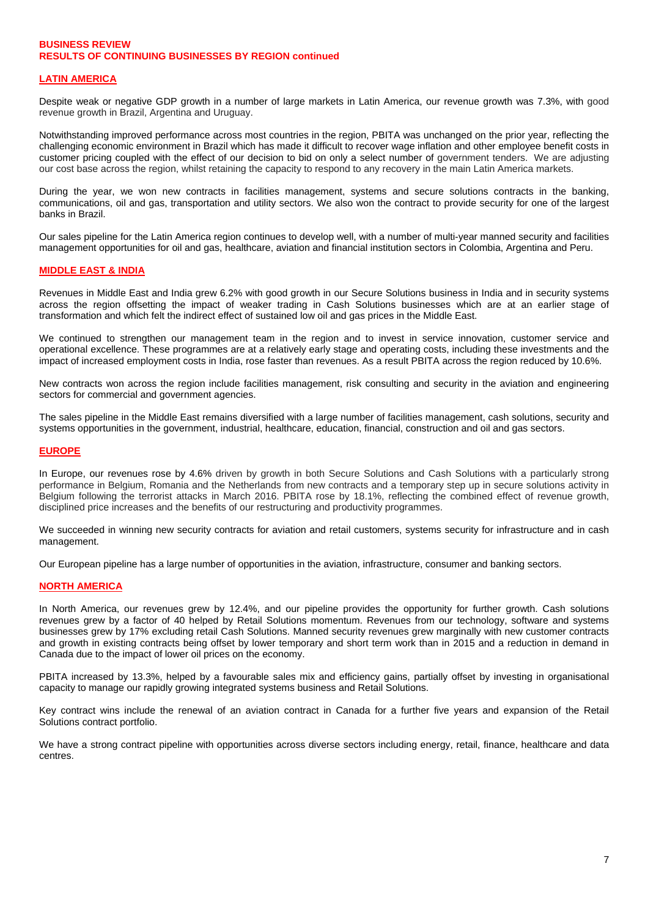**BUSINESS REVIEW**
**RESULTS OF CONTINUING BUSINESSES BY REGION continued**

## LATIN AMERICA

Despite weak or negative GDP growth in a number of large markets in Latin America, our revenue growth was 7.3%, with good revenue growth in Brazil, Argentina and Uruguay.

Notwithstanding improved performance across most countries in the region, PBITA was unchanged on the prior year, reflecting the challenging economic environment in Brazil which has made it difficult to recover wage inflation and other employee benefit costs in customer pricing coupled with the effect of our decision to bid on only a select number of government tenders. We are adjusting our cost base across the region, whilst retaining the capacity to respond to any recovery in the main Latin America markets.

During the year, we won new contracts in facilities management, systems and secure solutions contracts in the banking, communications, oil and gas, transportation and utility sectors. We also won the contract to provide security for one of the largest banks in Brazil.

Our sales pipeline for the Latin America region continues to develop well, with a number of multi-year manned security and facilities management opportunities for oil and gas, healthcare, aviation and financial institution sectors in Colombia, Argentina and Peru.

## MIDDLE EAST & INDIA

Revenues in Middle East and India grew 6.2% with good growth in our Secure Solutions business in India and in security systems across the region offsetting the impact of weaker trading in Cash Solutions businesses which are at an earlier stage of transformation and which felt the indirect effect of sustained low oil and gas prices in the Middle East.

We continued to strengthen our management team in the region and to invest in service innovation, customer service and operational excellence. These programmes are at a relatively early stage and operating costs, including these investments and the impact of increased employment costs in India, rose faster than revenues. As a result PBITA across the region reduced by 10.6%.

New contracts won across the region include facilities management, risk consulting and security in the aviation and engineering sectors for commercial and government agencies.

The sales pipeline in the Middle East remains diversified with a large number of facilities management, cash solutions, security and systems opportunities in the government, industrial, healthcare, education, financial, construction and oil and gas sectors.

## EUROPE

In Europe, our revenues rose by 4.6% driven by growth in both Secure Solutions and Cash Solutions with a particularly strong performance in Belgium, Romania and the Netherlands from new contracts and a temporary step up in secure solutions activity in Belgium following the terrorist attacks in March 2016. PBITA rose by 18.1%, reflecting the combined effect of revenue growth, disciplined price increases and the benefits of our restructuring and productivity programmes.

We succeeded in winning new security contracts for aviation and retail customers, systems security for infrastructure and in cash management.

Our European pipeline has a large number of opportunities in the aviation, infrastructure, consumer and banking sectors.

## NORTH AMERICA

In North America, our revenues grew by 12.4%, and our pipeline provides the opportunity for further growth. Cash solutions revenues grew by a factor of 40 helped by Retail Solutions momentum. Revenues from our technology, software and systems businesses grew by 17% excluding retail Cash Solutions. Manned security revenues grew marginally with new customer contracts and growth in existing contracts being offset by lower temporary and short term work than in 2015 and a reduction in demand in Canada due to the impact of lower oil prices on the economy.

PBITA increased by 13.3%, helped by a favourable sales mix and efficiency gains, partially offset by investing in organisational capacity to manage our rapidly growing integrated systems business and Retail Solutions.

Key contract wins include the renewal of an aviation contract in Canada for a further five years and expansion of the Retail Solutions contract portfolio.

We have a strong contract pipeline with opportunities across diverse sectors including energy, retail, finance, healthcare and data centres.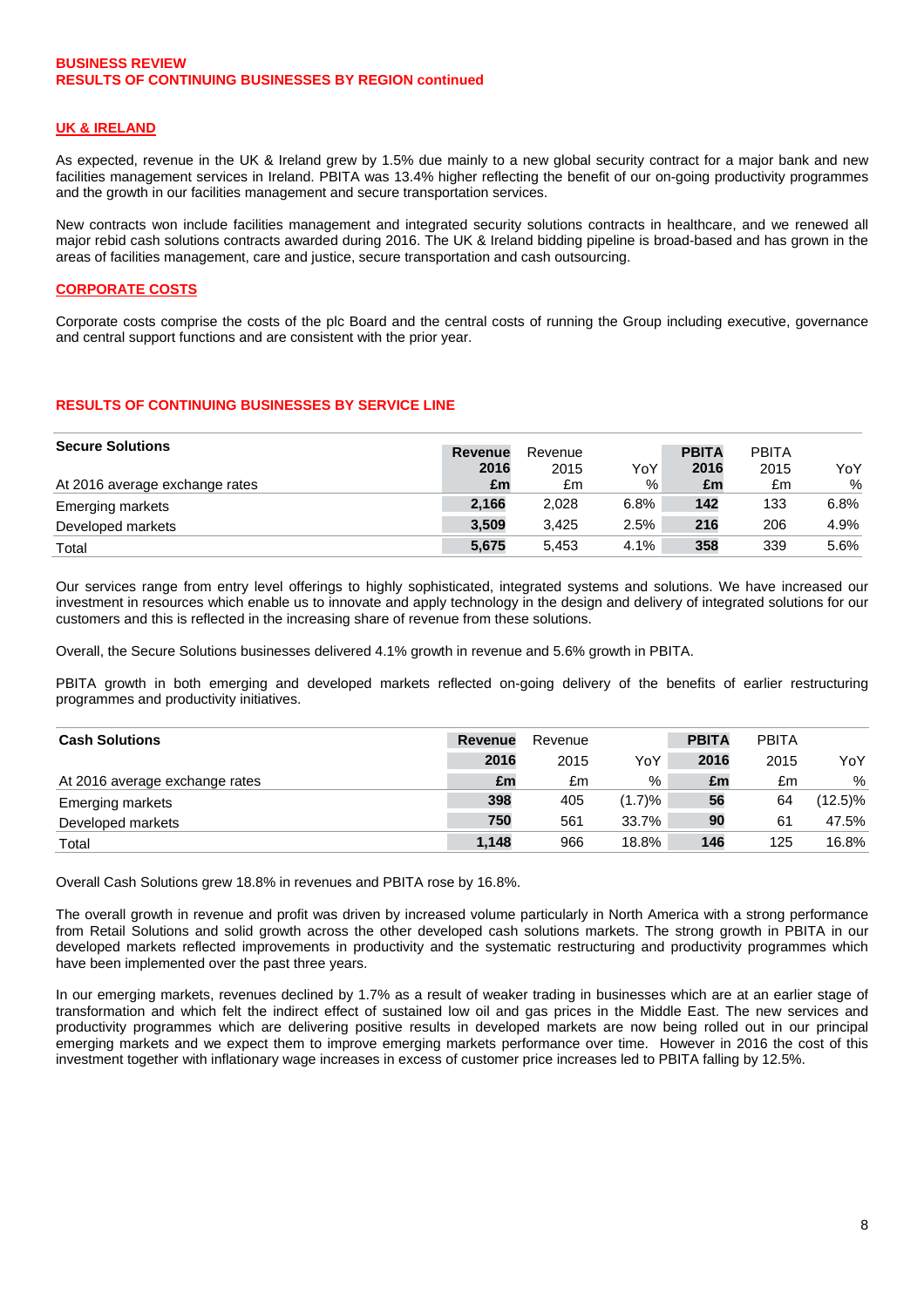**BUSINESS REVIEW**
**RESULTS OF CONTINUING BUSINESSES BY REGION continued**

## UK & IRELAND

As expected, revenue in the UK & Ireland grew by 1.5% due mainly to a new global security contract for a major bank and new facilities management services in Ireland. PBITA was 13.4% higher reflecting the benefit of our on-going productivity programmes and the growth in our facilities management and secure transportation services.

New contracts won include facilities management and integrated security solutions contracts in healthcare, and we renewed all major rebid cash solutions contracts awarded during 2016. The UK & Ireland bidding pipeline is broad-based and has grown in the areas of facilities management, care and justice, secure transportation and cash outsourcing.

## CORPORATE COSTS

Corporate costs comprise the costs of the plc Board and the central costs of running the Group including executive, governance and central support functions and are consistent with the prior year.

## RESULTS OF CONTINUING BUSINESSES BY SERVICE LINE

| **Secure Solutions** | **Revenue** | Revenue | | **PBITA** | PBITA | |
|---|---|---|---|---|---|---|
| At 2016 average exchange rates | **2016 £m** | 2015 £m | YoY % | **2016 £m** | 2015 £m | YoY % |
| Emerging markets | **2,166** | 2,028 | 6.8% | **142** | 133 | 6.8% |
| Developed markets | **3,509** | 3,425 | 2.5% | **216** | 206 | 4.9% |
| Total | **5,675** | 5,453 | 4.1% | **358** | 339 | 5.6% |

Our services range from entry level offerings to highly sophisticated, integrated systems and solutions. We have increased our investment in resources which enable us to innovate and apply technology in the design and delivery of integrated solutions for our customers and this is reflected in the increasing share of revenue from these solutions.

Overall, the Secure Solutions businesses delivered 4.1% growth in revenue and 5.6% growth in PBITA.

PBITA growth in both emerging and developed markets reflected on-going delivery of the benefits of earlier restructuring programmes and productivity initiatives.

| **Cash Solutions** | **Revenue** | Revenue | | **PBITA** | PBITA | |
|---|---|---|---|---|---|---|
| | **2016** | 2015 | YoY | **2016** | 2015 | YoY |
| At 2016 average exchange rates | **£m** | £m | % | **£m** | £m | % |
| Emerging markets | **398** | 405 | (1.7)% | **56** | 64 | (12.5)% |
| Developed markets | **750** | 561 | 33.7% | **90** | 61 | 47.5% |
| Total | **1,148** | 966 | 18.8% | **146** | 125 | 16.8% |

Overall Cash Solutions grew 18.8% in revenues and PBITA rose by 16.8%.

The overall growth in revenue and profit was driven by increased volume particularly in North America with a strong performance from Retail Solutions and solid growth across the other developed cash solutions markets. The strong growth in PBITA in our developed markets reflected improvements in productivity and the systematic restructuring and productivity programmes which have been implemented over the past three years.

In our emerging markets, revenues declined by 1.7% as a result of weaker trading in businesses which are at an earlier stage of transformation and which felt the indirect effect of sustained low oil and gas prices in the Middle East. The new services and productivity programmes which are delivering positive results in developed markets are now being rolled out in our principal emerging markets and we expect them to improve emerging markets performance over time. However in 2016 the cost of this investment together with inflationary wage increases in excess of customer price increases led to PBITA falling by 12.5%.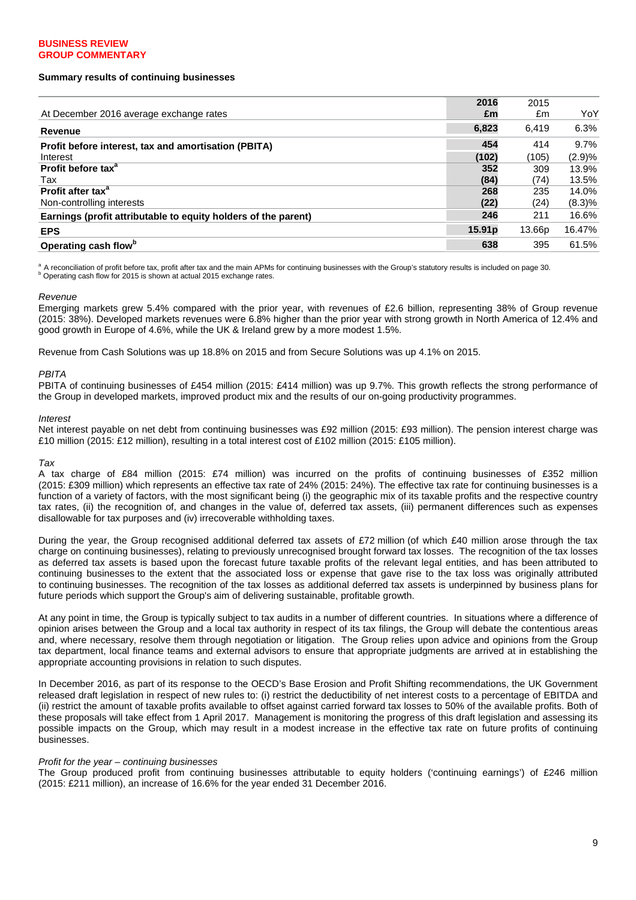**BUSINESS REVIEW**
**GROUP COMMENTARY**

**Summary results of continuing businesses**

| At December 2016 average exchange rates | **2016 £m** | 2015 £m | YoY |
|---|---|---|---|
| **Revenue** | **6,823** | 6,419 | 6.3% |
| **Profit before interest, tax and amortisation (PBITA)** | **454** | 414 | 9.7% |
| Interest | **(102)** | (105) | (2.9)% |
| **Profit before tax[a]** | **352** | 309 | 13.9% |
| Tax | **(84)** | (74) | 13.5% |
| **Profit after tax[a]** | **268** | 235 | 14.0% |
| Non-controlling interests | **(22)** | (24) | (8.3)% |
| **Earnings (profit attributable to equity holders of the parent)** | **246** | 211 | 16.6% |
| **EPS** | **15.91p** | 13.66p | 16.47% |
| **Operating cash flow[b]** | **638** | 395 | 61.5% |

[a] A reconciliation of profit before tax, profit after tax and the main APMs for continuing businesses with the Group's statutory results is included on page 30.
[b] Operating cash flow for 2015 is shown at actual 2015 exchange rates.

*Revenue*

Emerging markets grew 5.4% compared with the prior year, with revenues of £2.6 billion, representing 38% of Group revenue (2015: 38%). Developed markets revenues were 6.8% higher than the prior year with strong growth in North America of 12.4% and good growth in Europe of 4.6%, while the UK & Ireland grew by a more modest 1.5%.

Revenue from Cash Solutions was up 18.8% on 2015 and from Secure Solutions was up 4.1% on 2015.

*PBITA*

PBITA of continuing businesses of £454 million (2015: £414 million) was up 9.7%. This growth reflects the strong performance of the Group in developed markets, improved product mix and the results of our on-going productivity programmes.

*Interest*

Net interest payable on net debt from continuing businesses was £92 million (2015: £93 million). The pension interest charge was £10 million (2015: £12 million), resulting in a total interest cost of £102 million (2015: £105 million).

*Tax*

A tax charge of £84 million (2015: £74 million) was incurred on the profits of continuing businesses of £352 million (2015: £309 million) which represents an effective tax rate of 24% (2015: 24%). The effective tax rate for continuing businesses is a function of a variety of factors, with the most significant being (i) the geographic mix of its taxable profits and the respective country tax rates, (ii) the recognition of, and changes in the value of, deferred tax assets, (iii) permanent differences such as expenses disallowable for tax purposes and (iv) irrecoverable withholding taxes.

During the year, the Group recognised additional deferred tax assets of £72 million (of which £40 million arose through the tax charge on continuing businesses), relating to previously unrecognised brought forward tax losses. The recognition of the tax losses as deferred tax assets is based upon the forecast future taxable profits of the relevant legal entities, and has been attributed to continuing businesses to the extent that the associated loss or expense that gave rise to the tax loss was originally attributed to continuing businesses. The recognition of the tax losses as additional deferred tax assets is underpinned by business plans for future periods which support the Group's aim of delivering sustainable, profitable growth.

At any point in time, the Group is typically subject to tax audits in a number of different countries. In situations where a difference of opinion arises between the Group and a local tax authority in respect of its tax filings, the Group will debate the contentious areas and, where necessary, resolve them through negotiation or litigation. The Group relies upon advice and opinions from the Group tax department, local finance teams and external advisors to ensure that appropriate judgments are arrived at in establishing the appropriate accounting provisions in relation to such disputes.

In December 2016, as part of its response to the OECD's Base Erosion and Profit Shifting recommendations, the UK Government released draft legislation in respect of new rules to: (i) restrict the deductibility of net interest costs to a percentage of EBITDA and (ii) restrict the amount of taxable profits available to offset against carried forward tax losses to 50% of the available profits. Both of these proposals will take effect from 1 April 2017. Management is monitoring the progress of this draft legislation and assessing its possible impacts on the Group, which may result in a modest increase in the effective tax rate on future profits of continuing businesses.

*Profit for the year – continuing businesses*

The Group produced profit from continuing businesses attributable to equity holders ('continuing earnings') of £246 million (2015: £211 million), an increase of 16.6% for the year ended 31 December 2016.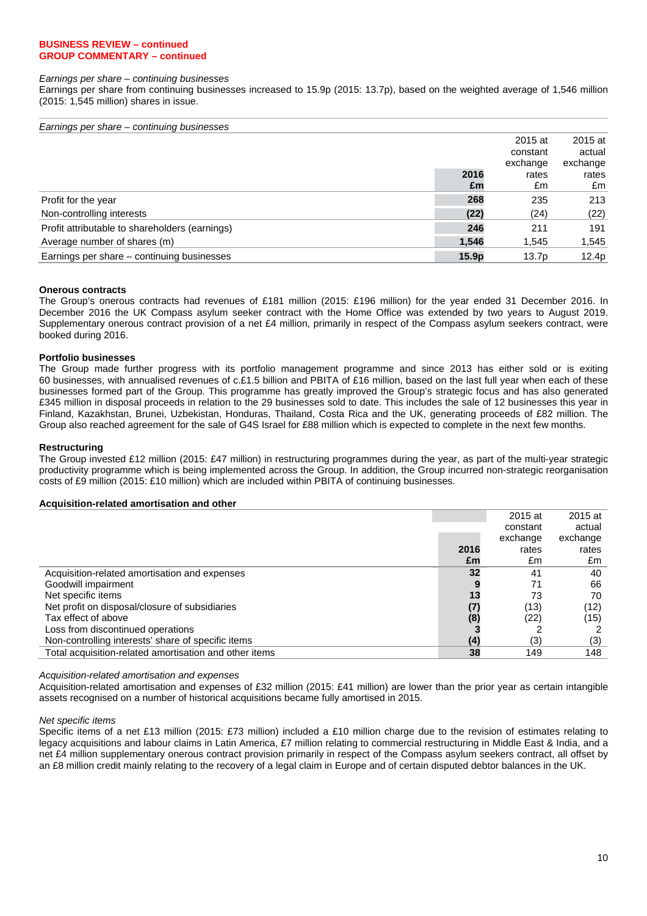**BUSINESS REVIEW – continued**
**GROUP COMMENTARY – continued**

*Earnings per share – continuing businesses*

Earnings per share from continuing businesses increased to 15.9p (2015: 13.7p), based on the weighted average of 1,546 million (2015: 1,545 million) shares in issue.

*Earnings per share – continuing businesses*

| | **2016 £m** | 2015 at constant exchange rates £m | 2015 at actual exchange rates £m |
|---|---|---|---|
| Profit for the year | **268** | 235 | 213 |
| Non-controlling interests | **(22)** | (24) | (22) |
| Profit attributable to shareholders (earnings) | **246** | 211 | 191 |
| Average number of shares (m) | **1,546** | 1,545 | 1,545 |
| Earnings per share – continuing businesses | **15.9p** | 13.7p | 12.4p |

**Onerous contracts**

The Group's onerous contracts had revenues of £181 million (2015: £196 million) for the year ended 31 December 2016. In December 2016 the UK Compass asylum seeker contract with the Home Office was extended by two years to August 2019. Supplementary onerous contract provision of a net £4 million, primarily in respect of the Compass asylum seekers contract, were booked during 2016.

**Portfolio businesses**

The Group made further progress with its portfolio management programme and since 2013 has either sold or is exiting 60 businesses, with annualised revenues of c.£1.5 billion and PBITA of £16 million, based on the last full year when each of these businesses formed part of the Group. This programme has greatly improved the Group's strategic focus and has also generated £345 million in disposal proceeds in relation to the 29 businesses sold to date. This includes the sale of 12 businesses this year in Finland, Kazakhstan, Brunei, Uzbekistan, Honduras, Thailand, Costa Rica and the UK, generating proceeds of £82 million. The Group also reached agreement for the sale of G4S Israel for £88 million which is expected to complete in the next few months.

**Restructuring**

The Group invested £12 million (2015: £47 million) in restructuring programmes during the year, as part of the multi-year strategic productivity programme which is being implemented across the Group. In addition, the Group incurred non-strategic reorganisation costs of £9 million (2015: £10 million) which are included within PBITA of continuing businesses.

**Acquisition-related amortisation and other**

| | **2016 £m** | 2015 at constant exchange rates £m | 2015 at actual exchange rates £m |
|---|---|---|---|
| Acquisition-related amortisation and expenses | **32** | 41 | 40 |
| Goodwill impairment | **9** | 71 | 66 |
| Net specific items | **13** | 73 | 70 |
| Net profit on disposal/closure of subsidiaries | **(7)** | (13) | (12) |
| Tax effect of above | **(8)** | (22) | (15) |
| Loss from discontinued operations | **3** | 2 | 2 |
| Non-controlling interests' share of specific items | **(4)** | (3) | (3) |
| Total acquisition-related amortisation and other items | **38** | 149 | 148 |

*Acquisition-related amortisation and expenses*

Acquisition-related amortisation and expenses of £32 million (2015: £41 million) are lower than the prior year as certain intangible assets recognised on a number of historical acquisitions became fully amortised in 2015.

*Net specific items*

Specific items of a net £13 million (2015: £73 million) included a £10 million charge due to the revision of estimates relating to legacy acquisitions and labour claims in Latin America, £7 million relating to commercial restructuring in Middle East & India, and a net £4 million supplementary onerous contract provision primarily in respect of the Compass asylum seekers contract, all offset by an £8 million credit mainly relating to the recovery of a legal claim in Europe and of certain disputed debtor balances in the UK.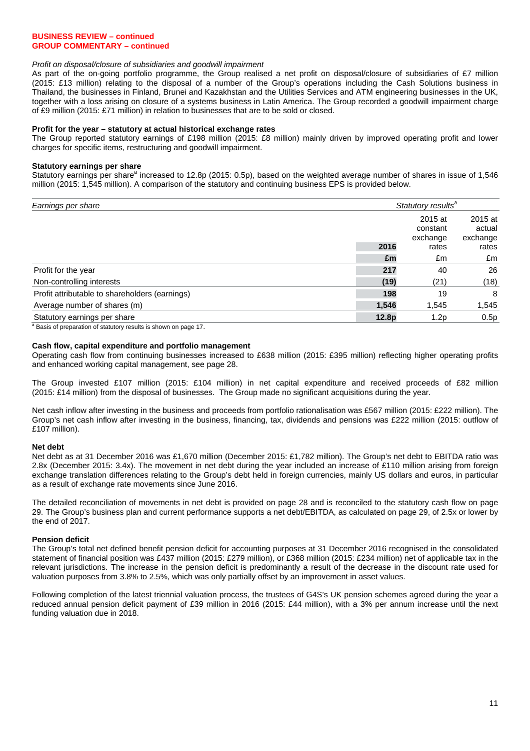**BUSINESS REVIEW – continued**
**GROUP COMMENTARY – continued**

*Profit on disposal/closure of subsidiaries and goodwill impairment*

As part of the on-going portfolio programme, the Group realised a net profit on disposal/closure of subsidiaries of £7 million (2015: £13 million) relating to the disposal of a number of the Group's operations including the Cash Solutions business in Thailand, the businesses in Finland, Brunei and Kazakhstan and the Utilities Services and ATM engineering businesses in the UK, together with a loss arising on closure of a systems business in Latin America. The Group recorded a goodwill impairment charge of £9 million (2015: £71 million) in relation to businesses that are to be sold or closed.

**Profit for the year – statutory at actual historical exchange rates**

The Group reported statutory earnings of £198 million (2015: £8 million) mainly driven by improved operating profit and lower charges for specific items, restructuring and goodwill impairment.

**Statutory earnings per share**

Statutory earnings per share[a] increased to 12.8p (2015: 0.5p), based on the weighted average number of shares in issue of 1,546 million (2015: 1,545 million). A comparison of the statutory and continuing business EPS is provided below.

| *Earnings per share* | *Statutory results[a]* | | |
|---|---|---|---|
| | **2016** | 2015 at constant exchange rates | 2015 at actual exchange rates |
| | **£m** | £m | £m |
| Profit for the year | **217** | 40 | 26 |
| Non-controlling interests | **(19)** | (21) | (18) |
| Profit attributable to shareholders (earnings) | **198** | 19 | 8 |
| Average number of shares (m) | **1,546** | 1,545 | 1,545 |
| Statutory earnings per share | **12.8p** | 1.2p | 0.5p |

[a] Basis of preparation of statutory results is shown on page 17.

**Cash flow, capital expenditure and portfolio management**

Operating cash flow from continuing businesses increased to £638 million (2015: £395 million) reflecting higher operating profits and enhanced working capital management, see page 28.

The Group invested £107 million (2015: £104 million) in net capital expenditure and received proceeds of £82 million (2015: £14 million) from the disposal of businesses. The Group made no significant acquisitions during the year.

Net cash inflow after investing in the business and proceeds from portfolio rationalisation was £567 million (2015: £222 million). The Group's net cash inflow after investing in the business, financing, tax, dividends and pensions was £222 million (2015: outflow of £107 million).

**Net debt**

Net debt as at 31 December 2016 was £1,670 million (December 2015: £1,782 million). The Group's net debt to EBITDA ratio was 2.8x (December 2015: 3.4x). The movement in net debt during the year included an increase of £110 million arising from foreign exchange translation differences relating to the Group's debt held in foreign currencies, mainly US dollars and euros, in particular as a result of exchange rate movements since June 2016.

The detailed reconciliation of movements in net debt is provided on page 28 and is reconciled to the statutory cash flow on page 29. The Group's business plan and current performance supports a net debt/EBITDA, as calculated on page 29, of 2.5x or lower by the end of 2017.

**Pension deficit**

The Group's total net defined benefit pension deficit for accounting purposes at 31 December 2016 recognised in the consolidated statement of financial position was £437 million (2015: £279 million), or £368 million (2015: £234 million) net of applicable tax in the relevant jurisdictions. The increase in the pension deficit is predominantly a result of the decrease in the discount rate used for valuation purposes from 3.8% to 2.5%, which was only partially offset by an improvement in asset values.

Following completion of the latest triennial valuation process, the trustees of G4S's UK pension schemes agreed during the year a reduced annual pension deficit payment of £39 million in 2016 (2015: £44 million), with a 3% per annum increase until the next funding valuation due in 2018.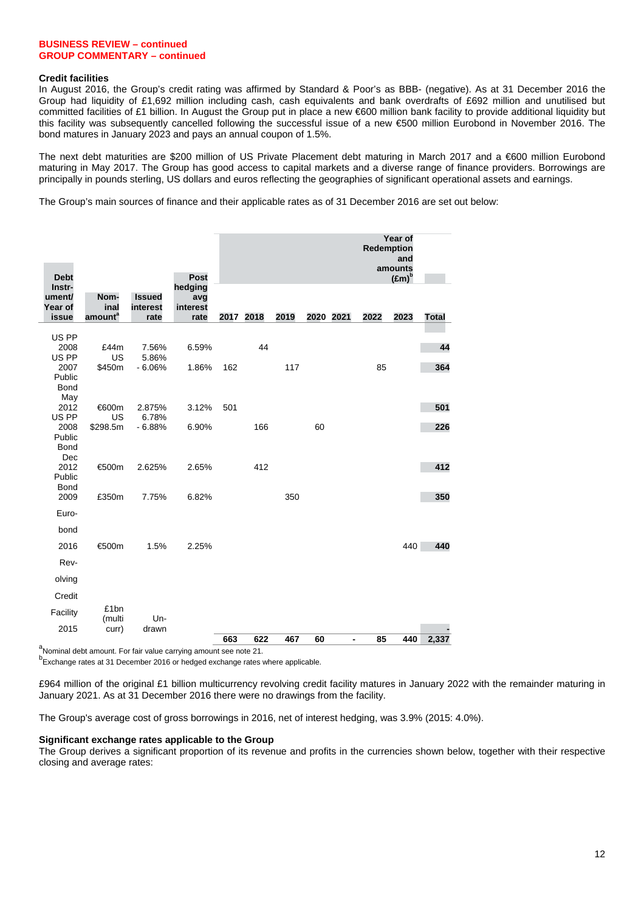**BUSINESS REVIEW – continued**
**GROUP COMMENTARY – continued**

**Credit facilities**

In August 2016, the Group's credit rating was affirmed by Standard & Poor's as BBB- (negative). As at 31 December 2016 the Group had liquidity of £1,692 million including cash, cash equivalents and bank overdrafts of £692 million and unutilised but committed facilities of £1 billion. In August the Group put in place a new €600 million bank facility to provide additional liquidity but this facility was subsequently cancelled following the successful issue of a new €500 million Eurobond in November 2016. The bond matures in January 2023 and pays an annual coupon of 1.5%.

The next debt maturities are $200 million of US Private Placement debt maturing in March 2017 and a €600 million Eurobond maturing in May 2017. The Group has good access to capital markets and a diverse range of finance providers. Borrowings are principally in pounds sterling, US dollars and euros reflecting the geographies of significant operational assets and earnings.

The Group's main sources of finance and their applicable rates as of 31 December 2016 are set out below:

| Debt Instrument/ Year of issue | Nominal amount[a] | Issued interest rate | Post hedging avg interest rate | Year of Redemption and amounts (£m)[b] | | | | | | | |
|---|---|---|---|---|---|---|---|---|---|---|---|
| | | | | 2017 | 2018 | 2019 | 2020 | 2021 | 2022 | 2023 | Total |
| US PP 2008 | £44m | 7.56% | 6.59% | | 44 | | | | | | 44 |
| US PP 2007 | US $450m | 5.86% - 6.06% | 1.86% | 162 | | 117 | | | 85 | | 364 |
| Public Bond May 2012 | €600m | 2.875% | 3.12% | 501 | | | | | | | 501 |
| US PP 2008 | US $298.5m | 6.78% - 6.88% | 6.90% | | 166 | | 60 | | | | 226 |
| Public Bond Dec 2012 | €500m | 2.625% | 2.65% | | 412 | | | | | | 412 |
| Public Bond 2009 | £350m | 7.75% | 6.82% | | | 350 | | | | | 350 |
| Euro-bond 2016 | €500m | 1.5% | 2.25% | | | | | | | 440 | 440 |
| Revolving Credit Facility 2015 | £1bn (multi curr) | Un-drawn | | | | | | | | | - |
| | | | | 663 | 622 | 467 | 60 | - | 85 | 440 | 2,337 |

[a]Nominal debt amount. For fair value carrying amount see note 21.
[b]Exchange rates at 31 December 2016 or hedged exchange rates where applicable.

£964 million of the original £1 billion multicurrency revolving credit facility matures in January 2022 with the remainder maturing in January 2021. As at 31 December 2016 there were no drawings from the facility.

The Group's average cost of gross borrowings in 2016, net of interest hedging, was 3.9% (2015: 4.0%).

**Significant exchange rates applicable to the Group**

The Group derives a significant proportion of its revenue and profits in the currencies shown below, together with their respective closing and average rates: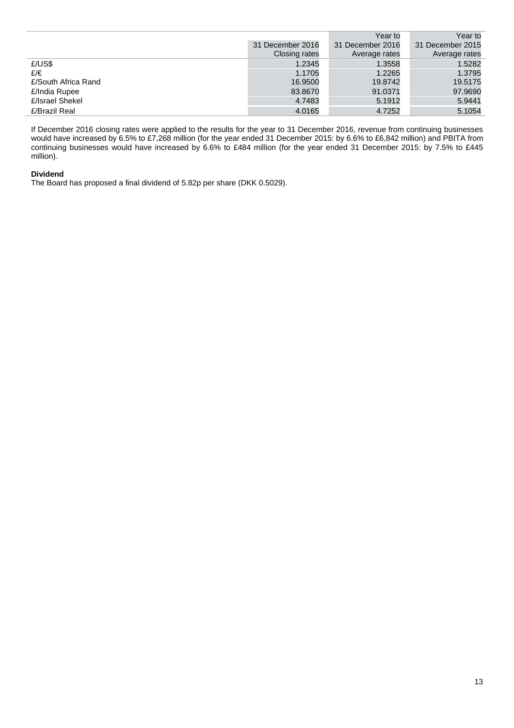| | 31 December 2016 Closing rates | Year to 31 December 2016 Average rates | Year to 31 December 2015 Average rates |
|---|---|---|---|
| £/US$ | 1.2345 | 1.3558 | 1.5282 |
| £/€ | 1.1705 | 1.2265 | 1.3795 |
| £/South Africa Rand | 16.9500 | 19.8742 | 19.5175 |
| £/India Rupee | 83.8670 | 91.0371 | 97.9690 |
| £/Israel Shekel | 4.7483 | 5.1912 | 5.9441 |
| £/Brazil Real | 4.0165 | 4.7252 | 5.1054 |

If December 2016 closing rates were applied to the results for the year to 31 December 2016, revenue from continuing businesses would have increased by 6.5% to £7,268 million (for the year ended 31 December 2015: by 6.6% to £6,842 million) and PBITA from continuing businesses would have increased by 6.6% to £484 million (for the year ended 31 December 2015: by 7.5% to £445 million).

**Dividend**

The Board has proposed a final dividend of 5.82p per share (DKK 0.5029).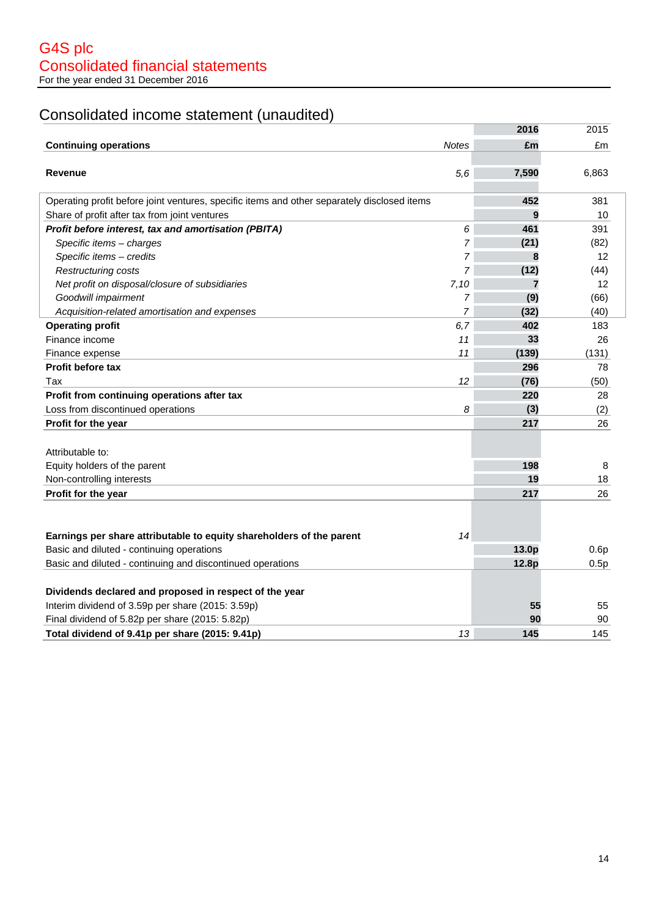# G4S plc
# Consolidated financial statements
For the year ended 31 December 2016

## Consolidated income statement (unaudited)

| Continuing operations | Notes | 2016<br>£m | 2015<br>£m |
|---|---|---|---|
| **Revenue** | 5,6 | **7,590** | 6,863 |
| Operating profit before joint ventures, specific items and other separately disclosed items | | **452** | 381 |
| Share of profit after tax from joint ventures | | **9** | 10 |
| ***Profit before interest, tax and amortisation (PBITA)*** | 6 | **461** | 391 |
| *Specific items – charges* | 7 | **(21)** | (82) |
| *Specific items – credits* | 7 | **8** | 12 |
| *Restructuring costs* | 7 | **(12)** | (44) |
| *Net profit on disposal/closure of subsidiaries* | 7,10 | **7** | 12 |
| *Goodwill impairment* | 7 | **(9)** | (66) |
| *Acquisition-related amortisation and expenses* | 7 | **(32)** | (40) |
| **Operating profit** | 6,7 | **402** | 183 |
| Finance income | 11 | **33** | 26 |
| Finance expense | 11 | **(139)** | (131) |
| **Profit before tax** | | **296** | 78 |
| Tax | 12 | **(76)** | (50) |
| **Profit from continuing operations after tax** | | **220** | 28 |
| Loss from discontinued operations | 8 | **(3)** | (2) |
| **Profit for the year** | | **217** | 26 |
| | | | |
| Attributable to: | | | |
| Equity holders of the parent | | **198** | 8 |
| Non-controlling interests | | **19** | 18 |
| **Profit for the year** | | **217** | 26 |
| | | | |
| **Earnings per share attributable to equity shareholders of the parent** | 14 | | |
| Basic and diluted - continuing operations | | **13.0p** | 0.6p |
| Basic and diluted - continuing and discontinued operations | | **12.8p** | 0.5p |
| | | | |
| **Dividends declared and proposed in respect of the year** | | | |
| Interim dividend of 3.59p per share (2015: 3.59p) | | **55** | 55 |
| Final dividend of 5.82p per share (2015: 5.82p) | | **90** | 90 |
| **Total dividend of 9.41p per share (2015: 9.41p)** | 13 | **145** | 145 |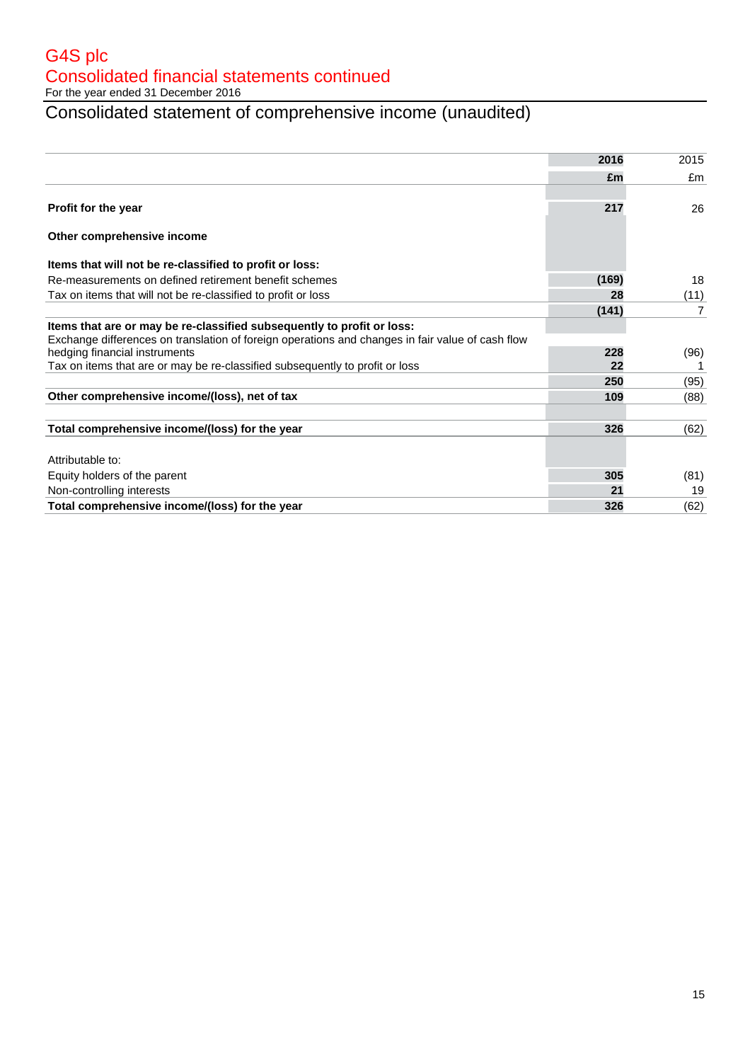# G4S plc

## Consolidated financial statements continued

For the year ended 31 December 2016

## Consolidated statement of comprehensive income (unaudited)

| | 2016 | 2015 |
|---|---|---|
| | £m | £m |
| **Profit for the year** | **217** | 26 |
| **Other comprehensive income** | | |
| **Items that will not be re-classified to profit or loss:** | | |
| Re-measurements on defined retirement benefit schemes | **(169)** | 18 |
| Tax on items that will not be re-classified to profit or loss | **28** | (11) |
| | **(141)** | 7 |
| **Items that are or may be re-classified subsequently to profit or loss:** | | |
| Exchange differences on translation of foreign operations and changes in fair value of cash flow hedging financial instruments | **228** | (96) |
| Tax on items that are or may be re-classified subsequently to profit or loss | **22** | 1 |
| | **250** | (95) |
| **Other comprehensive income/(loss), net of tax** | **109** | (88) |
| **Total comprehensive income/(loss) for the year** | **326** | (62) |
| Attributable to: | | |
| Equity holders of the parent | **305** | (81) |
| Non-controlling interests | **21** | 19 |
| **Total comprehensive income/(loss) for the year** | **326** | (62) |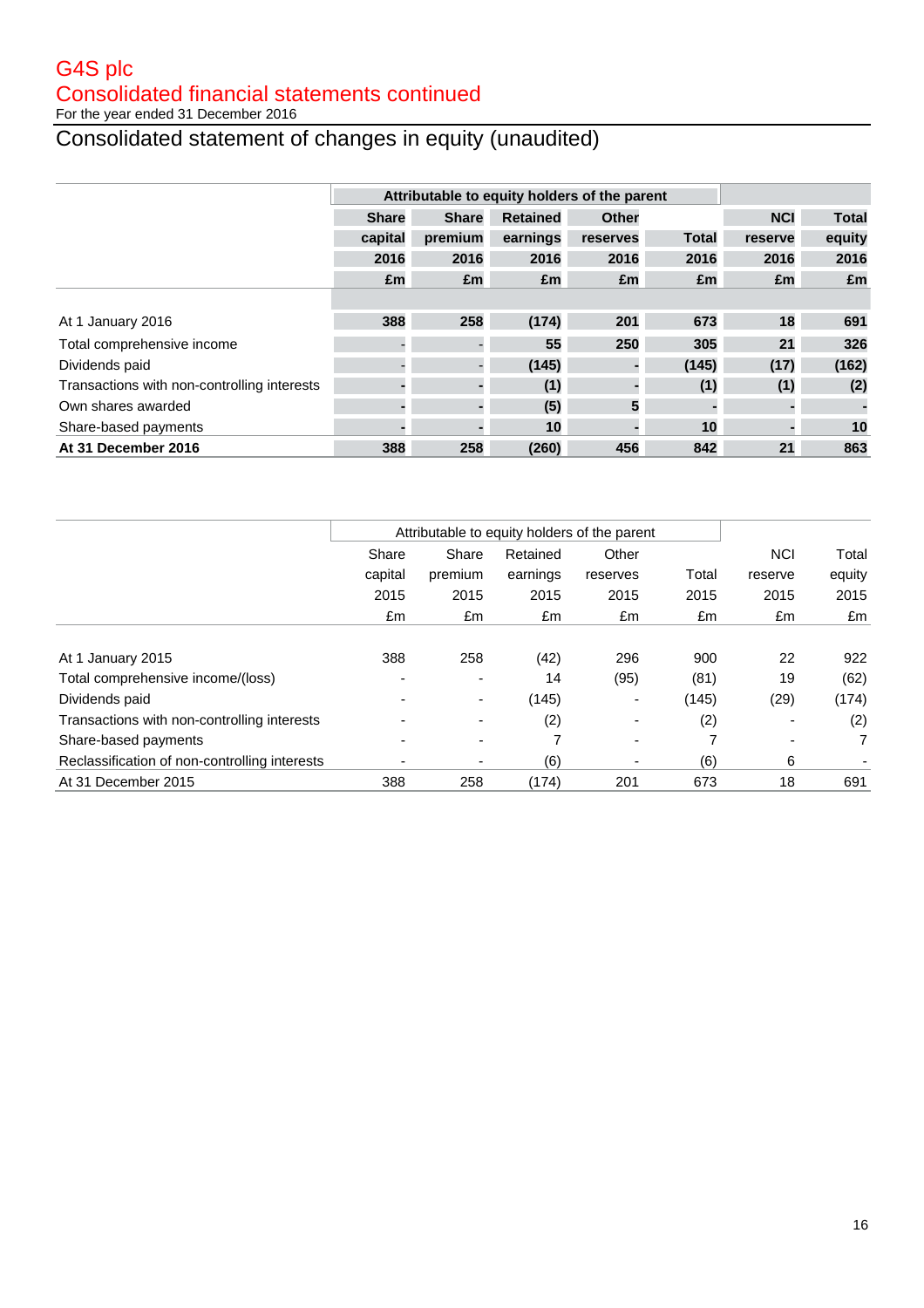G4S plc

Consolidated financial statements continued

For the year ended 31 December 2016

# Consolidated statement of changes in equity (unaudited)

| | Attributable to equity holders of the parent | | | | | | |
|---|---|---|---|---|---|---|---|
| | **Share capital 2016 £m** | **Share premium 2016 £m** | **Retained earnings 2016 £m** | **Other reserves 2016 £m** | **Total 2016 £m** | **NCI reserve 2016 £m** | **Total equity 2016 £m** |
| At 1 January 2016 | **388** | **258** | **(174)** | **201** | **673** | **18** | **691** |
| Total comprehensive income | **-** | **-** | **55** | **250** | **305** | **21** | **326** |
| Dividends paid | **-** | **-** | **(145)** | **-** | **(145)** | **(17)** | **(162)** |
| Transactions with non-controlling interests | **-** | **-** | **(1)** | **-** | **(1)** | **(1)** | **(2)** |
| Own shares awarded | **-** | **-** | **(5)** | **5** | **-** | **-** | **-** |
| Share-based payments | **-** | **-** | **10** | **-** | **10** | **-** | **10** |
| **At 31 December 2016** | **388** | **258** | **(260)** | **456** | **842** | **21** | **863** |

| | Attributable to equity holders of the parent | | | | | | |
|---|---|---|---|---|---|---|---|
| | Share capital 2015 £m | Share premium 2015 £m | Retained earnings 2015 £m | Other reserves 2015 £m | Total 2015 £m | NCI reserve 2015 £m | Total equity 2015 £m |
| At 1 January 2015 | 388 | 258 | (42) | 296 | 900 | 22 | 922 |
| Total comprehensive income/(loss) | - | - | 14 | (95) | (81) | 19 | (62) |
| Dividends paid | - | - | (145) | - | (145) | (29) | (174) |
| Transactions with non-controlling interests | - | - | (2) | - | (2) | - | (2) |
| Share-based payments | - | - | 7 | - | 7 | - | 7 |
| Reclassification of non-controlling interests | - | - | (6) | - | (6) | 6 | - |
| At 31 December 2015 | 388 | 258 | (174) | 201 | 673 | 18 | 691 |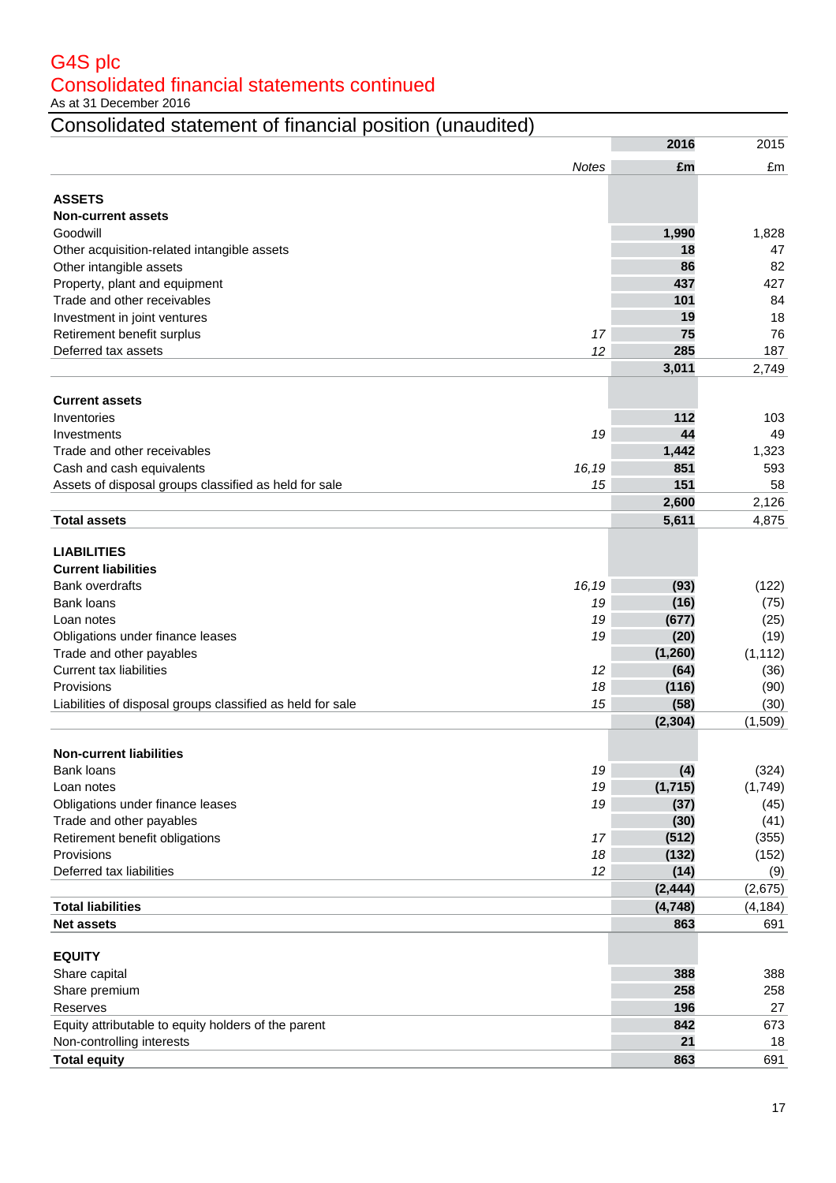# G4S plc

## Consolidated financial statements continued

As at 31 December 2016

## Consolidated statement of financial position (unaudited)

| | Notes | 2016 £m | 2015 £m |
|---|---|---|---|
| **ASSETS** | | | |
| **Non-current assets** | | | |
| Goodwill | | **1,990** | 1,828 |
| Other acquisition-related intangible assets | | **18** | 47 |
| Other intangible assets | | **86** | 82 |
| Property, plant and equipment | | **437** | 427 |
| Trade and other receivables | | **101** | 84 |
| Investment in joint ventures | | **19** | 18 |
| Retirement benefit surplus | *17* | **75** | 76 |
| Deferred tax assets | *12* | **285** | 187 |
| | | **3,011** | 2,749 |
| **Current assets** | | | |
| Inventories | | **112** | 103 |
| Investments | *19* | **44** | 49 |
| Trade and other receivables | | **1,442** | 1,323 |
| Cash and cash equivalents | *16,19* | **851** | 593 |
| Assets of disposal groups classified as held for sale | *15* | **151** | 58 |
| | | **2,600** | 2,126 |
| **Total assets** | | **5,611** | 4,875 |
| **LIABILITIES** | | | |
| **Current liabilities** | | | |
| Bank overdrafts | *16,19* | **(93)** | (122) |
| Bank loans | *19* | **(16)** | (75) |
| Loan notes | *19* | **(677)** | (25) |
| Obligations under finance leases | *19* | **(20)** | (19) |
| Trade and other payables | | **(1,260)** | (1,112) |
| Current tax liabilities | *12* | **(64)** | (36) |
| Provisions | *18* | **(116)** | (90) |
| Liabilities of disposal groups classified as held for sale | *15* | **(58)** | (30) |
| | | **(2,304)** | (1,509) |
| **Non-current liabilities** | | | |
| Bank loans | *19* | **(4)** | (324) |
| Loan notes | *19* | **(1,715)** | (1,749) |
| Obligations under finance leases | *19* | **(37)** | (45) |
| Trade and other payables | | **(30)** | (41) |
| Retirement benefit obligations | *17* | **(512)** | (355) |
| Provisions | *18* | **(132)** | (152) |
| Deferred tax liabilities | *12* | **(14)** | (9) |
| | | **(2,444)** | (2,675) |
| **Total liabilities** | | **(4,748)** | (4,184) |
| **Net assets** | | **863** | 691 |
| **EQUITY** | | | |
| Share capital | | **388** | 388 |
| Share premium | | **258** | 258 |
| Reserves | | **196** | 27 |
| Equity attributable to equity holders of the parent | | **842** | 673 |
| Non-controlling interests | | **21** | 18 |
| **Total equity** | | **863** | 691 |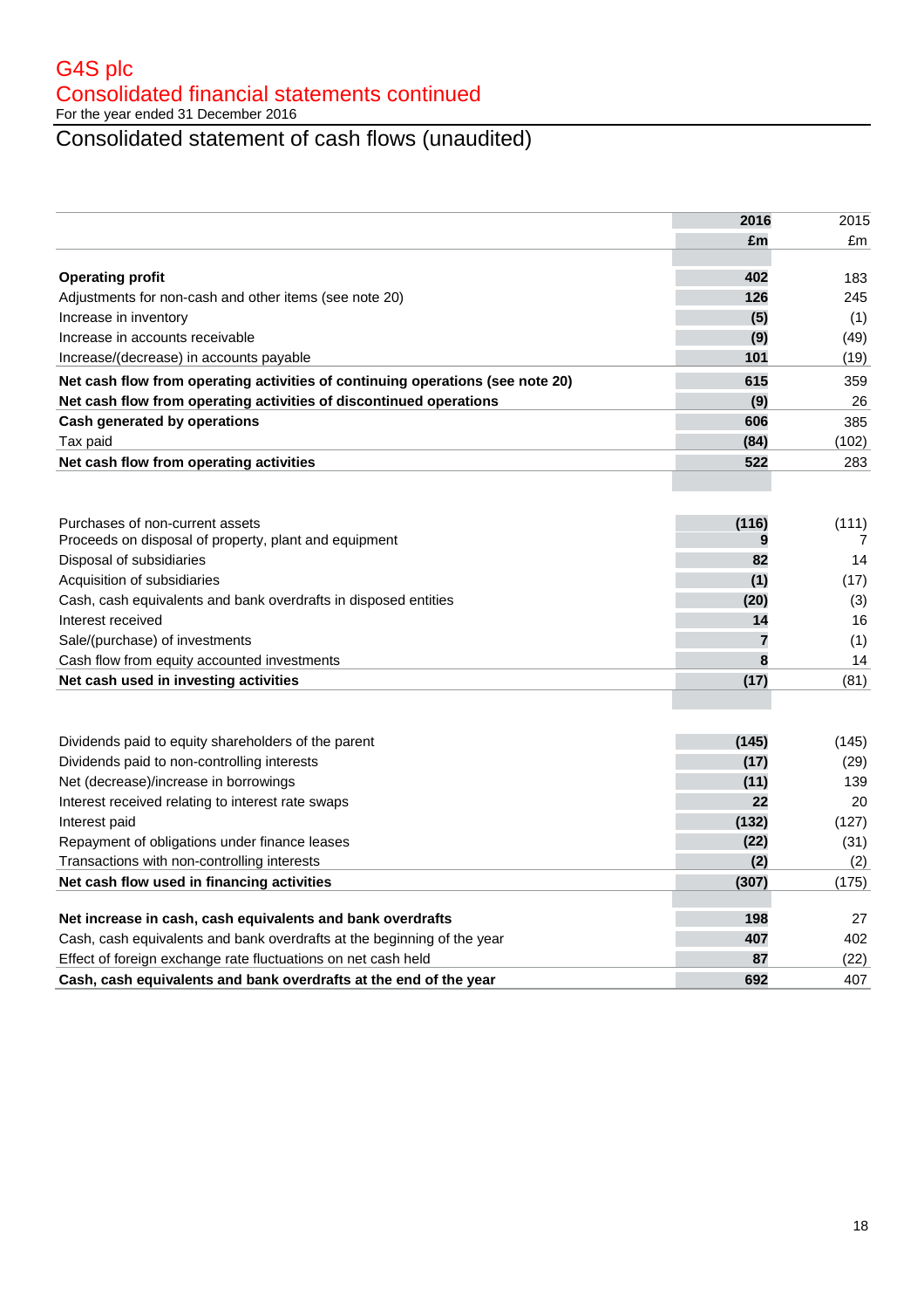# G4S plc

## Consolidated financial statements continued

For the year ended 31 December 2016

## Consolidated statement of cash flows (unaudited)

| | 2016 | 2015 |
|---|---|---|
| | £m | £m |
| **Operating profit** | **402** | 183 |
| Adjustments for non-cash and other items (see note 20) | **126** | 245 |
| Increase in inventory | **(5)** | (1) |
| Increase in accounts receivable | **(9)** | (49) |
| Increase/(decrease) in accounts payable | **101** | (19) |
| **Net cash flow from operating activities of continuing operations (see note 20)** | **615** | 359 |
| **Net cash flow from operating activities of discontinued operations** | **(9)** | 26 |
| **Cash generated by operations** | **606** | 385 |
| Tax paid | **(84)** | (102) |
| **Net cash flow from operating activities** | **522** | 283 |
| | | |
| Purchases of non-current assets | **(116)** | (111) |
| Proceeds on disposal of property, plant and equipment | **9** | 7 |
| Disposal of subsidiaries | **82** | 14 |
| Acquisition of subsidiaries | **(1)** | (17) |
| Cash, cash equivalents and bank overdrafts in disposed entities | **(20)** | (3) |
| Interest received | **14** | 16 |
| Sale/(purchase) of investments | **7** | (1) |
| Cash flow from equity accounted investments | **8** | 14 |
| **Net cash used in investing activities** | **(17)** | (81) |
| | | |
| Dividends paid to equity shareholders of the parent | **(145)** | (145) |
| Dividends paid to non-controlling interests | **(17)** | (29) |
| Net (decrease)/increase in borrowings | **(11)** | 139 |
| Interest received relating to interest rate swaps | **22** | 20 |
| Interest paid | **(132)** | (127) |
| Repayment of obligations under finance leases | **(22)** | (31) |
| Transactions with non-controlling interests | **(2)** | (2) |
| **Net cash flow used in financing activities** | **(307)** | (175) |
| | | |
| **Net increase in cash, cash equivalents and bank overdrafts** | **198** | 27 |
| Cash, cash equivalents and bank overdrafts at the beginning of the year | **407** | 402 |
| Effect of foreign exchange rate fluctuations on net cash held | **87** | (22) |
| **Cash, cash equivalents and bank overdrafts at the end of the year** | **692** | 407 |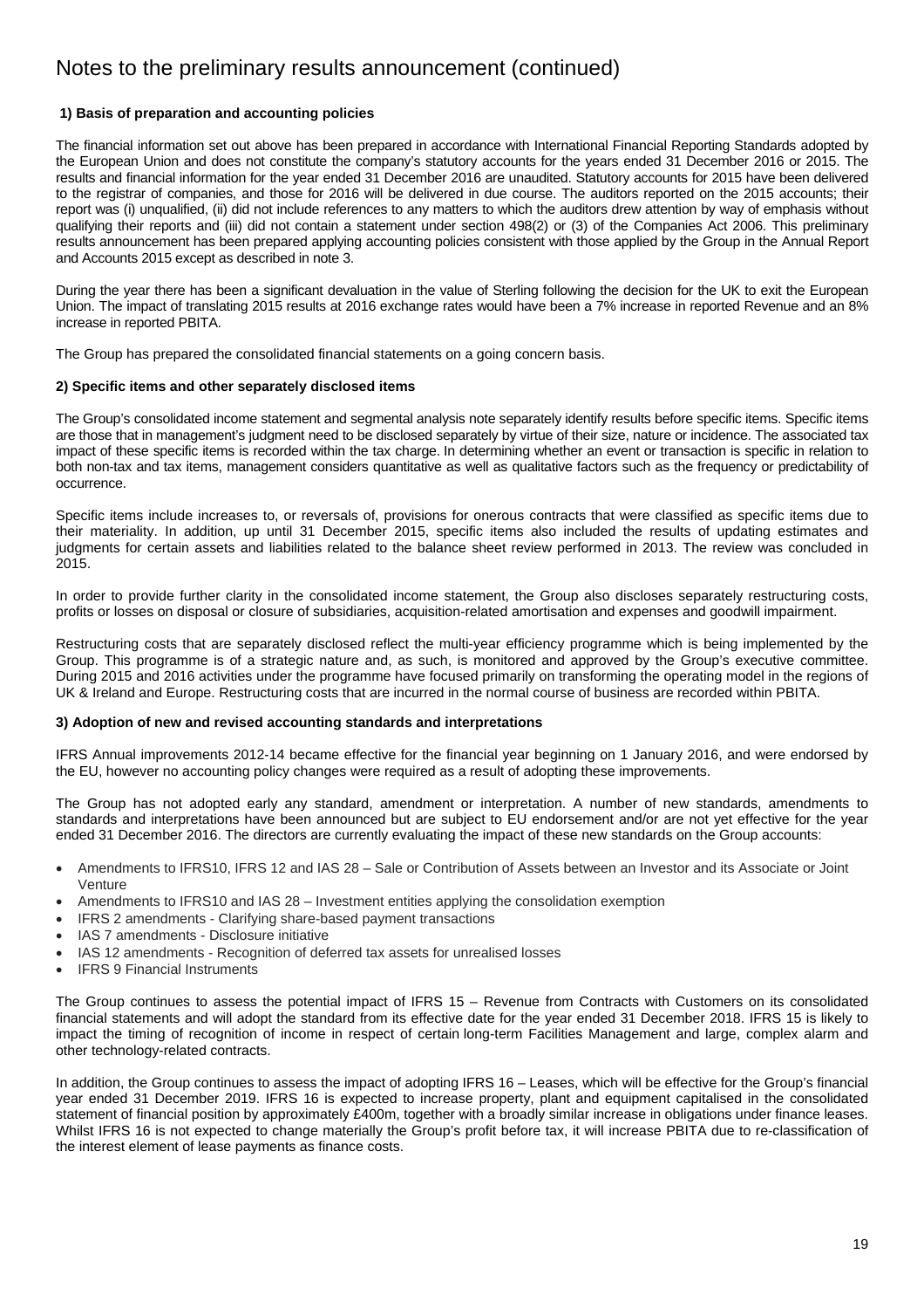# Notes to the preliminary results announcement (continued)

### 1) Basis of preparation and accounting policies

The financial information set out above has been prepared in accordance with International Financial Reporting Standards adopted by the European Union and does not constitute the company's statutory accounts for the years ended 31 December 2016 or 2015. The results and financial information for the year ended 31 December 2016 are unaudited. Statutory accounts for 2015 have been delivered to the registrar of companies, and those for 2016 will be delivered in due course. The auditors reported on the 2015 accounts; their report was (i) unqualified, (ii) did not include references to any matters to which the auditors drew attention by way of emphasis without qualifying their reports and (iii) did not contain a statement under section 498(2) or (3) of the Companies Act 2006. This preliminary results announcement has been prepared applying accounting policies consistent with those applied by the Group in the Annual Report and Accounts 2015 except as described in note 3.

During the year there has been a significant devaluation in the value of Sterling following the decision for the UK to exit the European Union. The impact of translating 2015 results at 2016 exchange rates would have been a 7% increase in reported Revenue and an 8% increase in reported PBITA.

The Group has prepared the consolidated financial statements on a going concern basis.

### 2) Specific items and other separately disclosed items

The Group's consolidated income statement and segmental analysis note separately identify results before specific items. Specific items are those that in management's judgment need to be disclosed separately by virtue of their size, nature or incidence. The associated tax impact of these specific items is recorded within the tax charge. In determining whether an event or transaction is specific in relation to both non-tax and tax items, management considers quantitative as well as qualitative factors such as the frequency or predictability of occurrence.

Specific items include increases to, or reversals of, provisions for onerous contracts that were classified as specific items due to their materiality. In addition, up until 31 December 2015, specific items also included the results of updating estimates and judgments for certain assets and liabilities related to the balance sheet review performed in 2013. The review was concluded in 2015.

In order to provide further clarity in the consolidated income statement, the Group also discloses separately restructuring costs, profits or losses on disposal or closure of subsidiaries, acquisition-related amortisation and expenses and goodwill impairment.

Restructuring costs that are separately disclosed reflect the multi-year efficiency programme which is being implemented by the Group. This programme is of a strategic nature and, as such, is monitored and approved by the Group's executive committee. During 2015 and 2016 activities under the programme have focused primarily on transforming the operating model in the regions of UK & Ireland and Europe. Restructuring costs that are incurred in the normal course of business are recorded within PBITA.

### 3) Adoption of new and revised accounting standards and interpretations

IFRS Annual improvements 2012-14 became effective for the financial year beginning on 1 January 2016, and were endorsed by the EU, however no accounting policy changes were required as a result of adopting these improvements.

The Group has not adopted early any standard, amendment or interpretation. A number of new standards, amendments to standards and interpretations have been announced but are subject to EU endorsement and/or are not yet effective for the year ended 31 December 2016. The directors are currently evaluating the impact of these new standards on the Group accounts:

- Amendments to IFRS10, IFRS 12 and IAS 28 – Sale or Contribution of Assets between an Investor and its Associate or Joint Venture
- Amendments to IFRS10 and IAS 28 – Investment entities applying the consolidation exemption
- IFRS 2 amendments - Clarifying share-based payment transactions
- IAS 7 amendments - Disclosure initiative
- IAS 12 amendments - Recognition of deferred tax assets for unrealised losses
- IFRS 9 Financial Instruments

The Group continues to assess the potential impact of IFRS 15 – Revenue from Contracts with Customers on its consolidated financial statements and will adopt the standard from its effective date for the year ended 31 December 2018. IFRS 15 is likely to impact the timing of recognition of income in respect of certain long-term Facilities Management and large, complex alarm and other technology-related contracts.

In addition, the Group continues to assess the impact of adopting IFRS 16 – Leases, which will be effective for the Group's financial year ended 31 December 2019. IFRS 16 is expected to increase property, plant and equipment capitalised in the consolidated statement of financial position by approximately £400m, together with a broadly similar increase in obligations under finance leases. Whilst IFRS 16 is not expected to change materially the Group's profit before tax, it will increase PBITA due to re-classification of the interest element of lease payments as finance costs.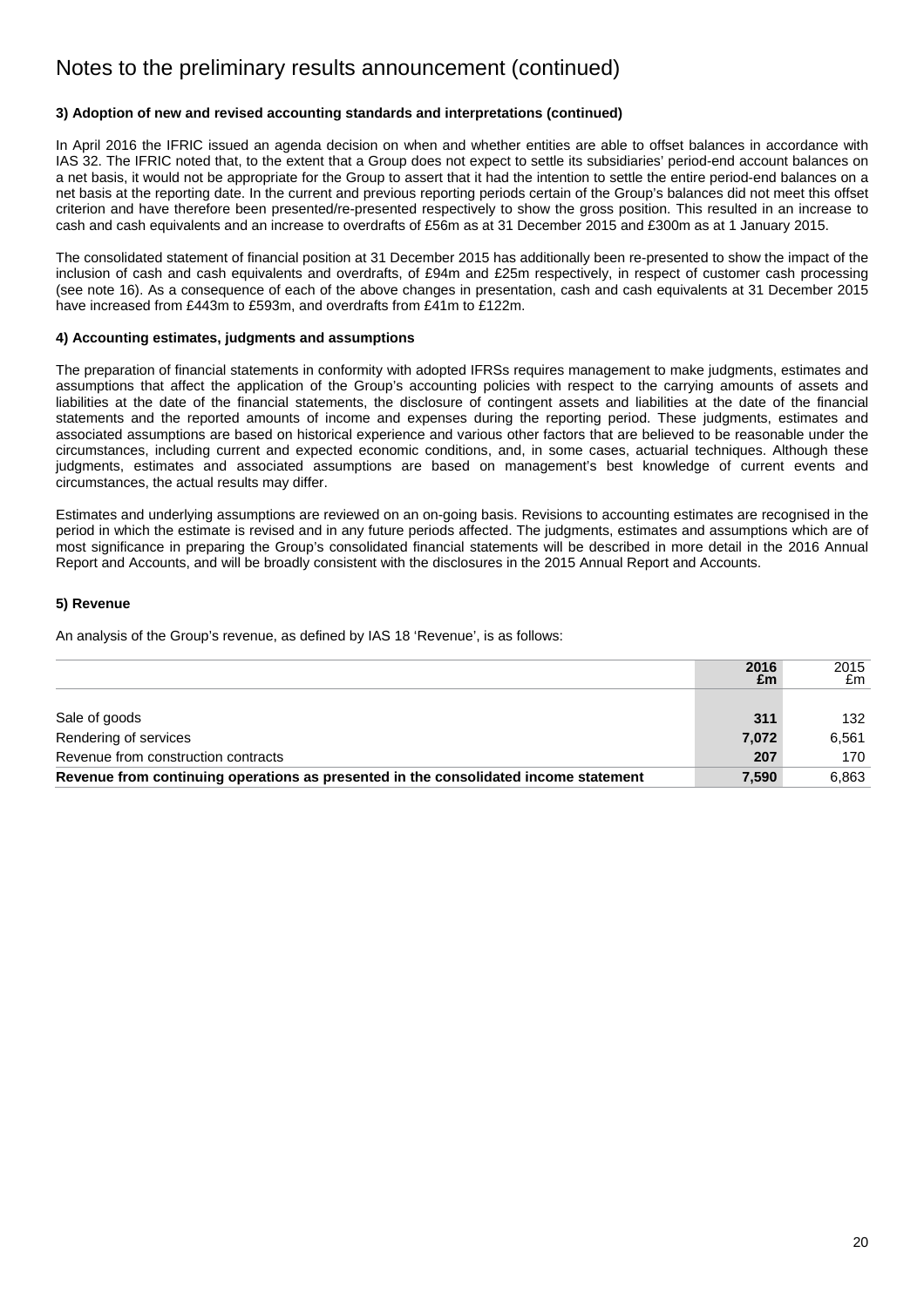# Notes to the preliminary results announcement (continued)

### 3) Adoption of new and revised accounting standards and interpretations (continued)

In April 2016 the IFRIC issued an agenda decision on when and whether entities are able to offset balances in accordance with IAS 32. The IFRIC noted that, to the extent that a Group does not expect to settle its subsidiaries' period-end account balances on a net basis, it would not be appropriate for the Group to assert that it had the intention to settle the entire period-end balances on a net basis at the reporting date. In the current and previous reporting periods certain of the Group's balances did not meet this offset criterion and have therefore been presented/re-presented respectively to show the gross position. This resulted in an increase to cash and cash equivalents and an increase to overdrafts of £56m as at 31 December 2015 and £300m as at 1 January 2015.

The consolidated statement of financial position at 31 December 2015 has additionally been re-presented to show the impact of the inclusion of cash and cash equivalents and overdrafts, of £94m and £25m respectively, in respect of customer cash processing (see note 16). As a consequence of each of the above changes in presentation, cash and cash equivalents at 31 December 2015 have increased from £443m to £593m, and overdrafts from £41m to £122m.

### 4) Accounting estimates, judgments and assumptions

The preparation of financial statements in conformity with adopted IFRSs requires management to make judgments, estimates and assumptions that affect the application of the Group's accounting policies with respect to the carrying amounts of assets and liabilities at the date of the financial statements, the disclosure of contingent assets and liabilities at the date of the financial statements and the reported amounts of income and expenses during the reporting period. These judgments, estimates and associated assumptions are based on historical experience and various other factors that are believed to be reasonable under the circumstances, including current and expected economic conditions, and, in some cases, actuarial techniques. Although these judgments, estimates and associated assumptions are based on management's best knowledge of current events and circumstances, the actual results may differ.

Estimates and underlying assumptions are reviewed on an on-going basis. Revisions to accounting estimates are recognised in the period in which the estimate is revised and in any future periods affected. The judgments, estimates and assumptions which are of most significance in preparing the Group's consolidated financial statements will be described in more detail in the 2016 Annual Report and Accounts, and will be broadly consistent with the disclosures in the 2015 Annual Report and Accounts.

### 5) Revenue

An analysis of the Group's revenue, as defined by IAS 18 'Revenue', is as follows:

| | **2016 £m** | 2015 £m |
|---|---|---|
| Sale of goods | **311** | 132 |
| Rendering of services | **7,072** | 6,561 |
| Revenue from construction contracts | **207** | 170 |
| **Revenue from continuing operations as presented in the consolidated income statement** | **7,590** | 6,863 |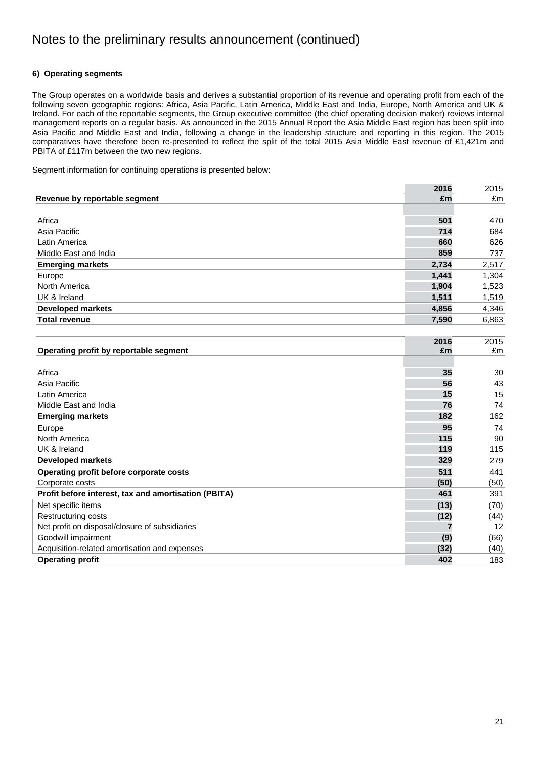# Notes to the preliminary results announcement (continued)

**6) Operating segments**

The Group operates on a worldwide basis and derives a substantial proportion of its revenue and operating profit from each of the following seven geographic regions: Africa, Asia Pacific, Latin America, Middle East and India, Europe, North America and UK & Ireland. For each of the reportable segments, the Group executive committee (the chief operating decision maker) reviews internal management reports on a regular basis. As announced in the 2015 Annual Report the Asia Middle East region has been split into Asia Pacific and Middle East and India, following a change in the leadership structure and reporting in this region. The 2015 comparatives have therefore been re-presented to reflect the split of the total 2015 Asia Middle East revenue of £1,421m and PBITA of £117m between the two new regions.

Segment information for continuing operations is presented below:

| Revenue by reportable segment | 2016 £m | 2015 £m |
|---|---|---|
| Africa | **501** | 470 |
| Asia Pacific | **714** | 684 |
| Latin America | **660** | 626 |
| Middle East and India | **859** | 737 |
| **Emerging markets** | **2,734** | 2,517 |
| Europe | **1,441** | 1,304 |
| North America | **1,904** | 1,523 |
| UK & Ireland | **1,511** | 1,519 |
| **Developed markets** | **4,856** | 4,346 |
| **Total revenue** | **7,590** | 6,863 |

| Operating profit by reportable segment | 2016 £m | 2015 £m |
|---|---|---|
| Africa | **35** | 30 |
| Asia Pacific | **56** | 43 |
| Latin America | **15** | 15 |
| Middle East and India | **76** | 74 |
| **Emerging markets** | **182** | 162 |
| Europe | **95** | 74 |
| North America | **115** | 90 |
| UK & Ireland | **119** | 115 |
| **Developed markets** | **329** | 279 |
| **Operating profit before corporate costs** | **511** | 441 |
| Corporate costs | **(50)** | (50) |
| **Profit before interest, tax and amortisation (PBITA)** | **461** | 391 |
| Net specific items | **(13)** | (70) |
| Restructuring costs | **(12)** | (44) |
| Net profit on disposal/closure of subsidiaries | **7** | 12 |
| Goodwill impairment | **(9)** | (66) |
| Acquisition-related amortisation and expenses | **(32)** | (40) |
| **Operating profit** | **402** | 183 |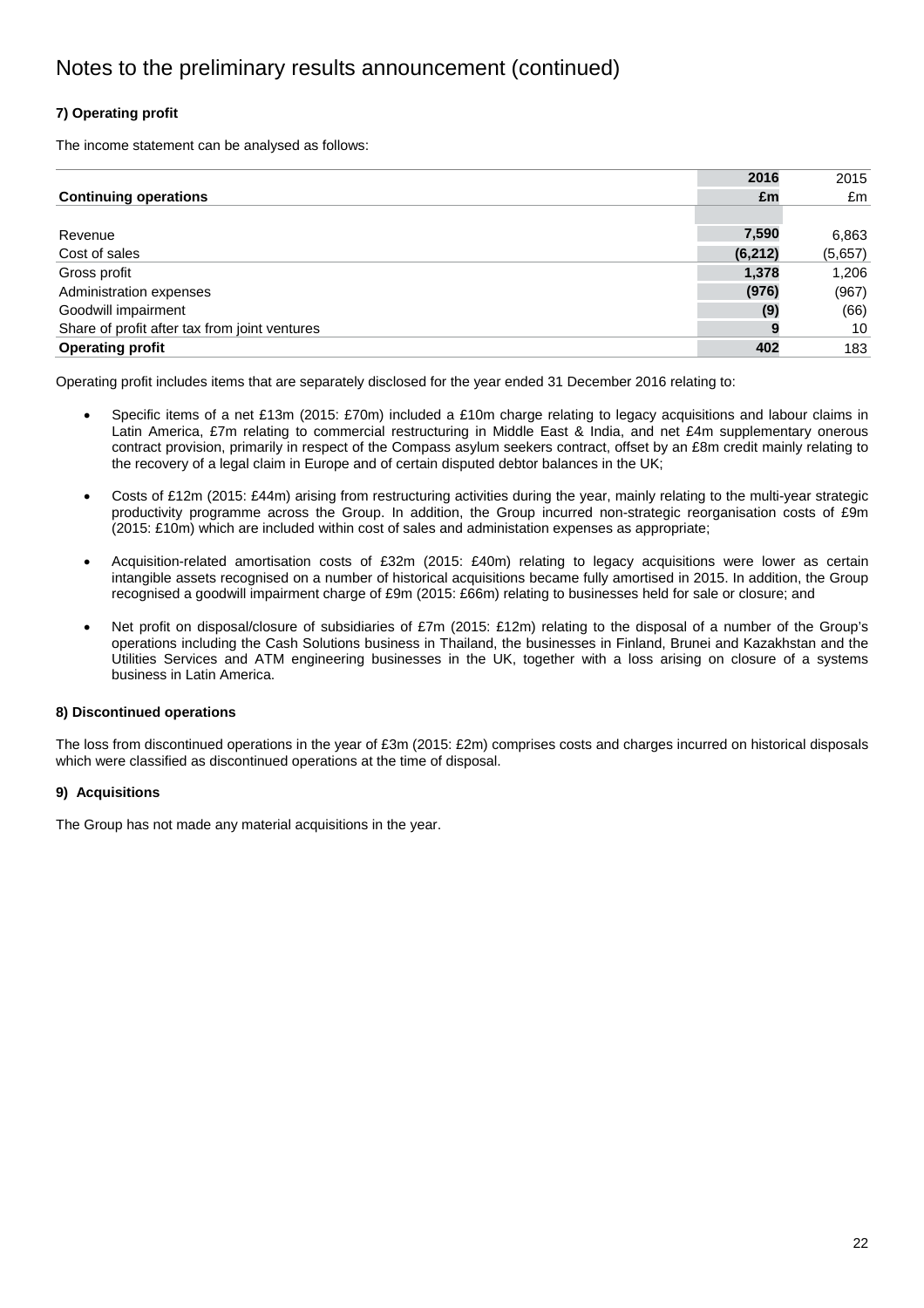# Notes to the preliminary results announcement (continued)

**7) Operating profit**

The income statement can be analysed as follows:

| Continuing operations | 2016 £m | 2015 £m |
|---|---|---|
| Revenue | **7,590** | 6,863 |
| Cost of sales | **(6,212)** | (5,657) |
| Gross profit | **1,378** | 1,206 |
| Administration expenses | **(976)** | (967) |
| Goodwill impairment | **(9)** | (66) |
| Share of profit after tax from joint ventures | **9** | 10 |
| **Operating profit** | **402** | 183 |

Operating profit includes items that are separately disclosed for the year ended 31 December 2016 relating to:

- Specific items of a net £13m (2015: £70m) included a £10m charge relating to legacy acquisitions and labour claims in Latin America, £7m relating to commercial restructuring in Middle East & India, and net £4m supplementary onerous contract provision, primarily in respect of the Compass asylum seekers contract, offset by an £8m credit mainly relating to the recovery of a legal claim in Europe and of certain disputed debtor balances in the UK;

- Costs of £12m (2015: £44m) arising from restructuring activities during the year, mainly relating to the multi-year strategic productivity programme across the Group. In addition, the Group incurred non-strategic reorganisation costs of £9m (2015: £10m) which are included within cost of sales and administation expenses as appropriate;

- Acquisition-related amortisation costs of £32m (2015: £40m) relating to legacy acquisitions were lower as certain intangible assets recognised on a number of historical acquisitions became fully amortised in 2015. In addition, the Group recognised a goodwill impairment charge of £9m (2015: £66m) relating to businesses held for sale or closure; and

- Net profit on disposal/closure of subsidiaries of £7m (2015: £12m) relating to the disposal of a number of the Group's operations including the Cash Solutions business in Thailand, the businesses in Finland, Brunei and Kazakhstan and the Utilities Services and ATM engineering businesses in the UK, together with a loss arising on closure of a systems business in Latin America.

**8) Discontinued operations**

The loss from discontinued operations in the year of £3m (2015: £2m) comprises costs and charges incurred on historical disposals which were classified as discontinued operations at the time of disposal.

**9) Acquisitions**

The Group has not made any material acquisitions in the year.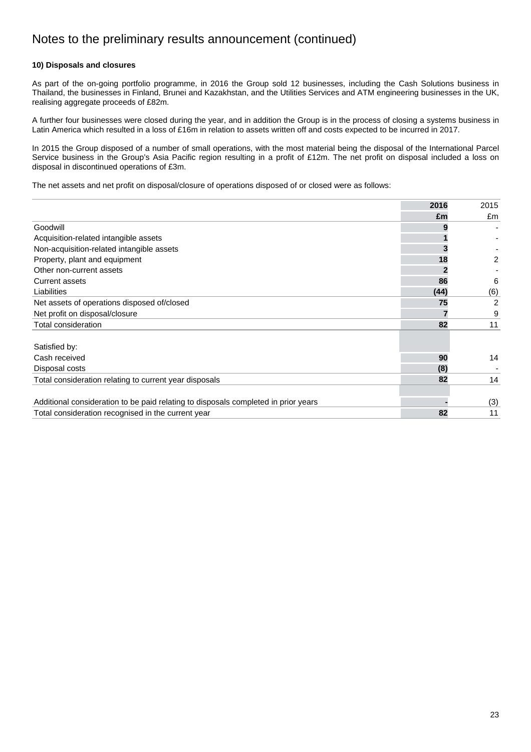# Notes to the preliminary results announcement (continued)

**10) Disposals and closures**

As part of the on-going portfolio programme, in 2016 the Group sold 12 businesses, including the Cash Solutions business in Thailand, the businesses in Finland, Brunei and Kazakhstan, and the Utilities Services and ATM engineering businesses in the UK, realising aggregate proceeds of £82m.

A further four businesses were closed during the year, and in addition the Group is in the process of closing a systems business in Latin America which resulted in a loss of £16m in relation to assets written off and costs expected to be incurred in 2017.

In 2015 the Group disposed of a number of small operations, with the most material being the disposal of the International Parcel Service business in the Group's Asia Pacific region resulting in a profit of £12m. The net profit on disposal included a loss on disposal in discontinued operations of £3m.

The net assets and net profit on disposal/closure of operations disposed of or closed were as follows:

| | **2016** | 2015 |
|---|---|---|
| | **£m** | £m |
| Goodwill | **9** | - |
| Acquisition-related intangible assets | **1** | - |
| Non-acquisition-related intangible assets | **3** | - |
| Property, plant and equipment | **18** | 2 |
| Other non-current assets | **2** | - |
| Current assets | **86** | 6 |
| Liabilities | **(44)** | (6) |
| Net assets of operations disposed of/closed | **75** | 2 |
| Net profit on disposal/closure | **7** | 9 |
| Total consideration | **82** | 11 |
| | | |
| Satisfied by: | | |
| Cash received | **90** | 14 |
| Disposal costs | **(8)** | - |
| Total consideration relating to current year disposals | **82** | 14 |
| | | |
| Additional consideration to be paid relating to disposals completed in prior years | **-** | (3) |
| Total consideration recognised in the current year | **82** | 11 |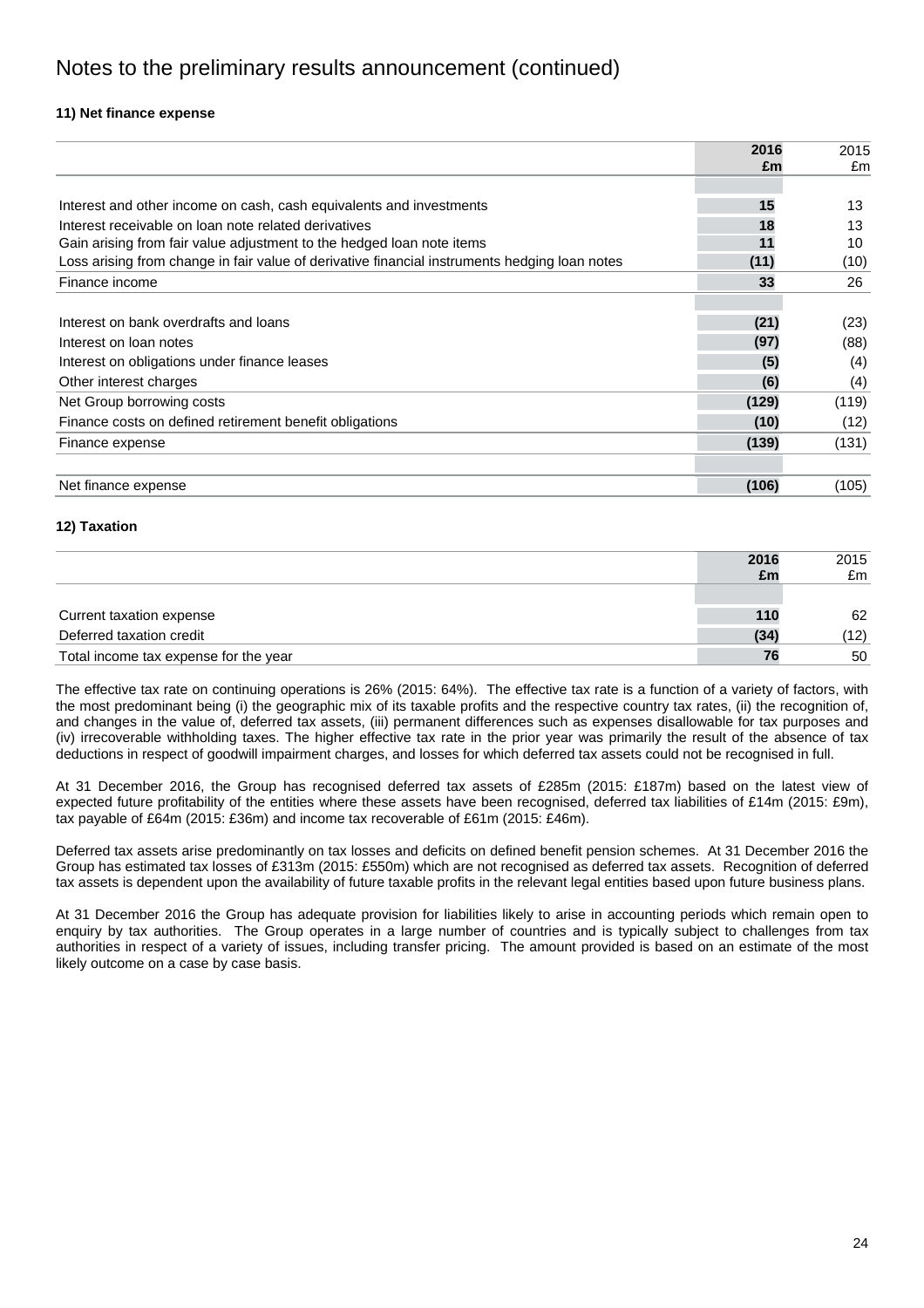# Notes to the preliminary results announcement (continued)

### 11) Net finance expense

| | **2016 £m** | 2015 £m |
|---|---|---|
| Interest and other income on cash, cash equivalents and investments | **15** | 13 |
| Interest receivable on loan note related derivatives | **18** | 13 |
| Gain arising from fair value adjustment to the hedged loan note items | **11** | 10 |
| Loss arising from change in fair value of derivative financial instruments hedging loan notes | **(11)** | (10) |
| Finance income | **33** | 26 |
| | | |
| Interest on bank overdrafts and loans | **(21)** | (23) |
| Interest on loan notes | **(97)** | (88) |
| Interest on obligations under finance leases | **(5)** | (4) |
| Other interest charges | **(6)** | (4) |
| Net Group borrowing costs | **(129)** | (119) |
| Finance costs on defined retirement benefit obligations | **(10)** | (12) |
| Finance expense | **(139)** | (131) |
| | | |
| Net finance expense | **(106)** | (105) |

### 12) Taxation

| | **2016 £m** | 2015 £m |
|---|---|---|
| Current taxation expense | **110** | 62 |
| Deferred taxation credit | **(34)** | (12) |
| Total income tax expense for the year | **76** | 50 |

The effective tax rate on continuing operations is 26% (2015: 64%). The effective tax rate is a function of a variety of factors, with the most predominant being (i) the geographic mix of its taxable profits and the respective country tax rates, (ii) the recognition of, and changes in the value of, deferred tax assets, (iii) permanent differences such as expenses disallowable for tax purposes and (iv) irrecoverable withholding taxes. The higher effective tax rate in the prior year was primarily the result of the absence of tax deductions in respect of goodwill impairment charges, and losses for which deferred tax assets could not be recognised in full.

At 31 December 2016, the Group has recognised deferred tax assets of £285m (2015: £187m) based on the latest view of expected future profitability of the entities where these assets have been recognised, deferred tax liabilities of £14m (2015: £9m), tax payable of £64m (2015: £36m) and income tax recoverable of £61m (2015: £46m).

Deferred tax assets arise predominantly on tax losses and deficits on defined benefit pension schemes. At 31 December 2016 the Group has estimated tax losses of £313m (2015: £550m) which are not recognised as deferred tax assets. Recognition of deferred tax assets is dependent upon the availability of future taxable profits in the relevant legal entities based upon future business plans.

At 31 December 2016 the Group has adequate provision for liabilities likely to arise in accounting periods which remain open to enquiry by tax authorities. The Group operates in a large number of countries and is typically subject to challenges from tax authorities in respect of a variety of issues, including transfer pricing. The amount provided is based on an estimate of the most likely outcome on a case by case basis.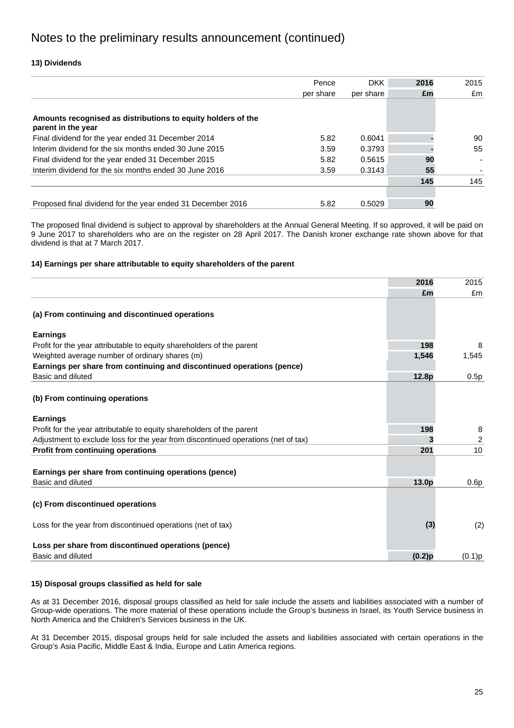# Notes to the preliminary results announcement (continued)

**13) Dividends**

| | Pence per share | DKK per share | **2016 £m** | 2015 £m |
|---|---|---|---|---|
| **Amounts recognised as distributions to equity holders of the parent in the year** | | | | |
| Final dividend for the year ended 31 December 2014 | 5.82 | 0.6041 | **-** | 90 |
| Interim dividend for the six months ended 30 June 2015 | 3.59 | 0.3793 | **-** | 55 |
| Final dividend for the year ended 31 December 2015 | 5.82 | 0.5615 | **90** | - |
| Interim dividend for the six months ended 30 June 2016 | 3.59 | 0.3143 | **55** | - |
| | | | **145** | 145 |
| Proposed final dividend for the year ended 31 December 2016 | 5.82 | 0.5029 | **90** | |

The proposed final dividend is subject to approval by shareholders at the Annual General Meeting. If so approved, it will be paid on 9 June 2017 to shareholders who are on the register on 28 April 2017. The Danish kroner exchange rate shown above for that dividend is that at 7 March 2017.

**14) Earnings per share attributable to equity shareholders of the parent**

| | **2016 £m** | 2015 £m |
|---|---|---|
| **(a) From continuing and discontinued operations** | | |
| **Earnings** | | |
| Profit for the year attributable to equity shareholders of the parent | **198** | 8 |
| Weighted average number of ordinary shares (m) | **1,546** | 1,545 |
| **Earnings per share from continuing and discontinued operations (pence)** | | |
| Basic and diluted | **12.8p** | 0.5p |
| **(b) From continuing operations** | | |
| **Earnings** | | |
| Profit for the year attributable to equity shareholders of the parent | **198** | 8 |
| Adjustment to exclude loss for the year from discontinued operations (net of tax) | **3** | 2 |
| **Profit from continuing operations** | **201** | 10 |
| **Earnings per share from continuing operations (pence)** | | |
| Basic and diluted | **13.0p** | 0.6p |
| **(c) From discontinued operations** | | |
| Loss for the year from discontinued operations (net of tax) | **(3)** | (2) |
| **Loss per share from discontinued operations (pence)** | | |
| Basic and diluted | **(0.2)p** | (0.1)p |

**15) Disposal groups classified as held for sale**

As at 31 December 2016, disposal groups classified as held for sale include the assets and liabilities associated with a number of Group-wide operations. The more material of these operations include the Group's business in Israel, its Youth Service business in North America and the Children's Services business in the UK.

At 31 December 2015, disposal groups held for sale included the assets and liabilities associated with certain operations in the Group's Asia Pacific, Middle East & India, Europe and Latin America regions.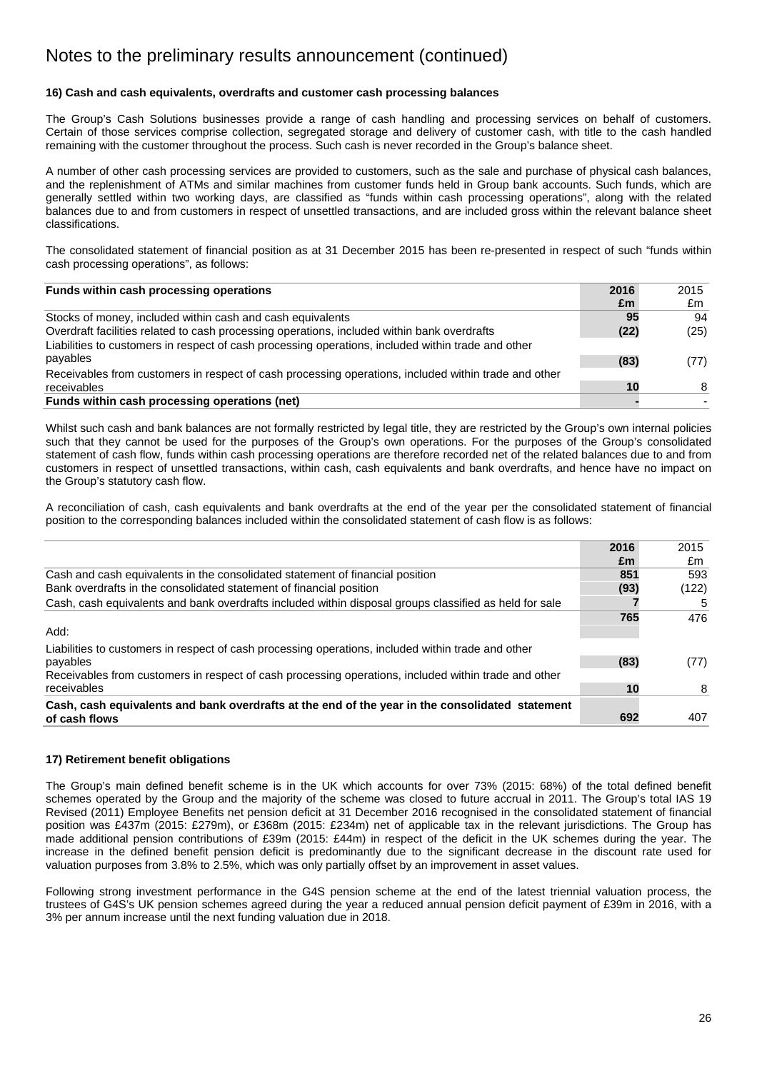# Notes to the preliminary results announcement (continued)

### 16) Cash and cash equivalents, overdrafts and customer cash processing balances

The Group's Cash Solutions businesses provide a range of cash handling and processing services on behalf of customers. Certain of those services comprise collection, segregated storage and delivery of customer cash, with title to the cash handled remaining with the customer throughout the process. Such cash is never recorded in the Group's balance sheet.

A number of other cash processing services are provided to customers, such as the sale and purchase of physical cash balances, and the replenishment of ATMs and similar machines from customer funds held in Group bank accounts. Such funds, which are generally settled within two working days, are classified as "funds within cash processing operations", along with the related balances due to and from customers in respect of unsettled transactions, and are included gross within the relevant balance sheet classifications.

The consolidated statement of financial position as at 31 December 2015 has been re-presented in respect of such "funds within cash processing operations", as follows:

| **Funds within cash processing operations** | **2016 £m** | 2015 £m |
|---|---|---|
| Stocks of money, included within cash and cash equivalents | **95** | 94 |
| Overdraft facilities related to cash processing operations, included within bank overdrafts | **(22)** | (25) |
| Liabilities to customers in respect of cash processing operations, included within trade and other payables | **(83)** | (77) |
| Receivables from customers in respect of cash processing operations, included within trade and other receivables | **10** | 8 |
| **Funds within cash processing operations (net)** | **-** | - |

Whilst such cash and bank balances are not formally restricted by legal title, they are restricted by the Group's own internal policies such that they cannot be used for the purposes of the Group's own operations. For the purposes of the Group's consolidated statement of cash flow, funds within cash processing operations are therefore recorded net of the related balances due to and from customers in respect of unsettled transactions, within cash, cash equivalents and bank overdrafts, and hence have no impact on the Group's statutory cash flow.

A reconciliation of cash, cash equivalents and bank overdrafts at the end of the year per the consolidated statement of financial position to the corresponding balances included within the consolidated statement of cash flow is as follows:

| | **2016 £m** | 2015 £m |
|---|---|---|
| Cash and cash equivalents in the consolidated statement of financial position | **851** | 593 |
| Bank overdrafts in the consolidated statement of financial position | **(93)** | (122) |
| Cash, cash equivalents and bank overdrafts included within disposal groups classified as held for sale | **7** | 5 |
| | **765** | 476 |
| Add: | | |
| Liabilities to customers in respect of cash processing operations, included within trade and other payables | **(83)** | (77) |
| Receivables from customers in respect of cash processing operations, included within trade and other receivables | **10** | 8 |
| **Cash, cash equivalents and bank overdrafts at the end of the year in the consolidated statement of cash flows** | **692** | 407 |

### 17) Retirement benefit obligations

The Group's main defined benefit scheme is in the UK which accounts for over 73% (2015: 68%) of the total defined benefit schemes operated by the Group and the majority of the scheme was closed to future accrual in 2011. The Group's total IAS 19 Revised (2011) Employee Benefits net pension deficit at 31 December 2016 recognised in the consolidated statement of financial position was £437m (2015: £279m), or £368m (2015: £234m) net of applicable tax in the relevant jurisdictions. The Group has made additional pension contributions of £39m (2015: £44m) in respect of the deficit in the UK schemes during the year. The increase in the defined benefit pension deficit is predominantly due to the significant decrease in the discount rate used for valuation purposes from 3.8% to 2.5%, which was only partially offset by an improvement in asset values.

Following strong investment performance in the G4S pension scheme at the end of the latest triennial valuation process, the trustees of G4S's UK pension schemes agreed during the year a reduced annual pension deficit payment of £39m in 2016, with a 3% per annum increase until the next funding valuation due in 2018.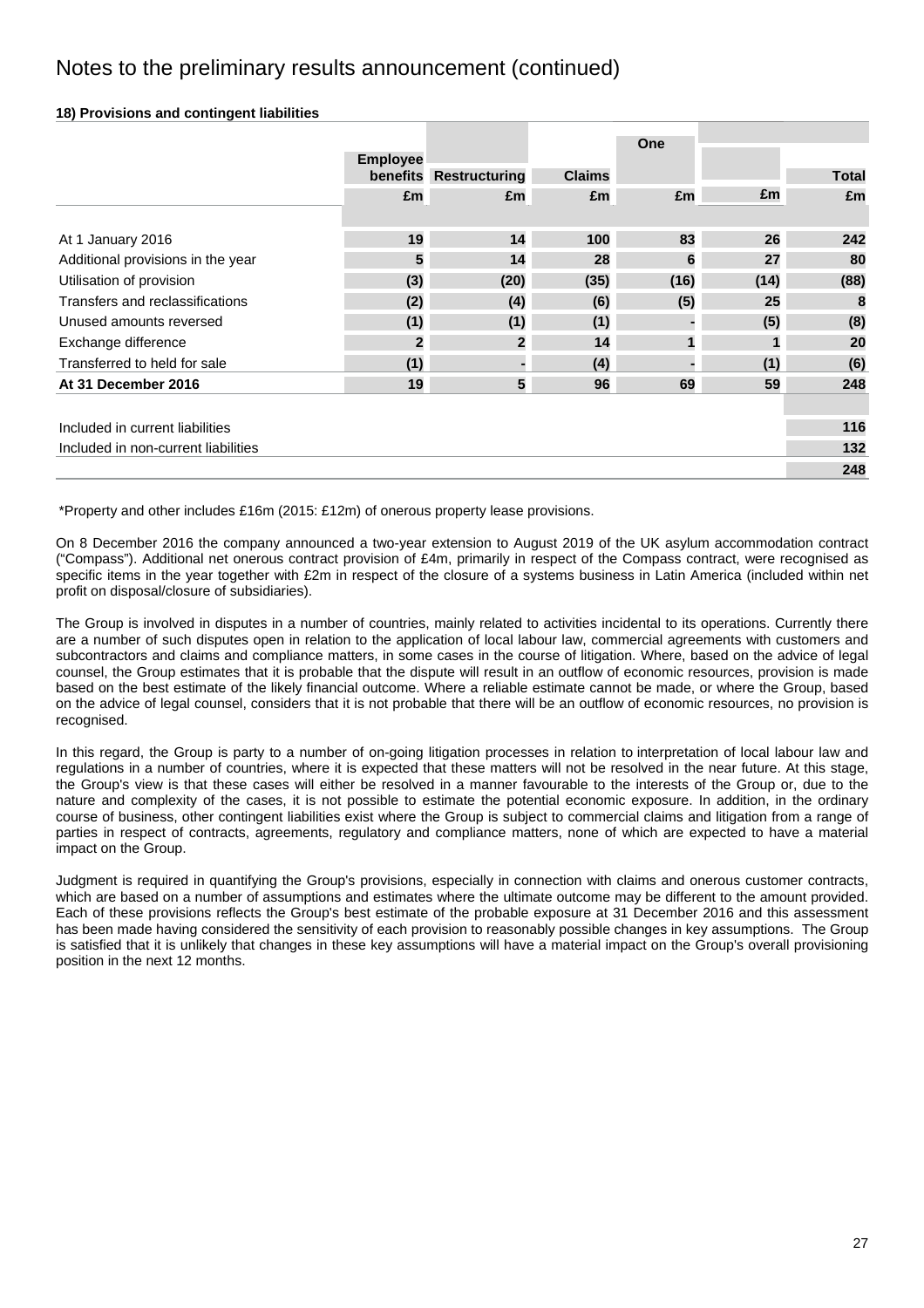# Notes to the preliminary results announcement (continued)

**18) Provisions and contingent liabilities**

| | Employee benefits | Restructuring | Claims | One | | Total |
|---|---|---|---|---|---|---|
| | £m | £m | £m | £m | £m | £m |
| At 1 January 2016 | 19 | 14 | 100 | 83 | 26 | 242 |
| Additional provisions in the year | 5 | 14 | 28 | 6 | 27 | 80 |
| Utilisation of provision | (3) | (20) | (35) | (16) | (14) | (88) |
| Transfers and reclassifications | (2) | (4) | (6) | (5) | 25 | 8 |
| Unused amounts reversed | (1) | (1) | (1) | - | (5) | (8) |
| Exchange difference | 2 | 2 | 14 | 1 | 1 | 20 |
| Transferred to held for sale | (1) | - | (4) | - | (1) | (6) |
| **At 31 December 2016** | **19** | **5** | **96** | **69** | **59** | **248** |
| | | | | | | |
| Included in current liabilities | | | | | | 116 |
| Included in non-current liabilities | | | | | | 132 |
| | | | | | | 248 |

*Property and other includes £16m (2015: £12m) of onerous property lease provisions.

On 8 December 2016 the company announced a two-year extension to August 2019 of the UK asylum accommodation contract ("Compass"). Additional net onerous contract provision of £4m, primarily in respect of the Compass contract, were recognised as specific items in the year together with £2m in respect of the closure of a systems business in Latin America (included within net profit on disposal/closure of subsidiaries).

The Group is involved in disputes in a number of countries, mainly related to activities incidental to its operations. Currently there are a number of such disputes open in relation to the application of local labour law, commercial agreements with customers and subcontractors and claims and compliance matters, in some cases in the course of litigation. Where, based on the advice of legal counsel, the Group estimates that it is probable that the dispute will result in an outflow of economic resources, provision is made based on the best estimate of the likely financial outcome. Where a reliable estimate cannot be made, or where the Group, based on the advice of legal counsel, considers that it is not probable that there will be an outflow of economic resources, no provision is recognised.

In this regard, the Group is party to a number of on-going litigation processes in relation to interpretation of local labour law and regulations in a number of countries, where it is expected that these matters will not be resolved in the near future. At this stage, the Group's view is that these cases will either be resolved in a manner favourable to the interests of the Group or, due to the nature and complexity of the cases, it is not possible to estimate the potential economic exposure. In addition, in the ordinary course of business, other contingent liabilities exist where the Group is subject to commercial claims and litigation from a range of parties in respect of contracts, agreements, regulatory and compliance matters, none of which are expected to have a material impact on the Group.

Judgment is required in quantifying the Group's provisions, especially in connection with claims and onerous customer contracts, which are based on a number of assumptions and estimates where the ultimate outcome may be different to the amount provided. Each of these provisions reflects the Group's best estimate of the probable exposure at 31 December 2016 and this assessment has been made having considered the sensitivity of each provision to reasonably possible changes in key assumptions. The Group is satisfied that it is unlikely that changes in these key assumptions will have a material impact on the Group's overall provisioning position in the next 12 months.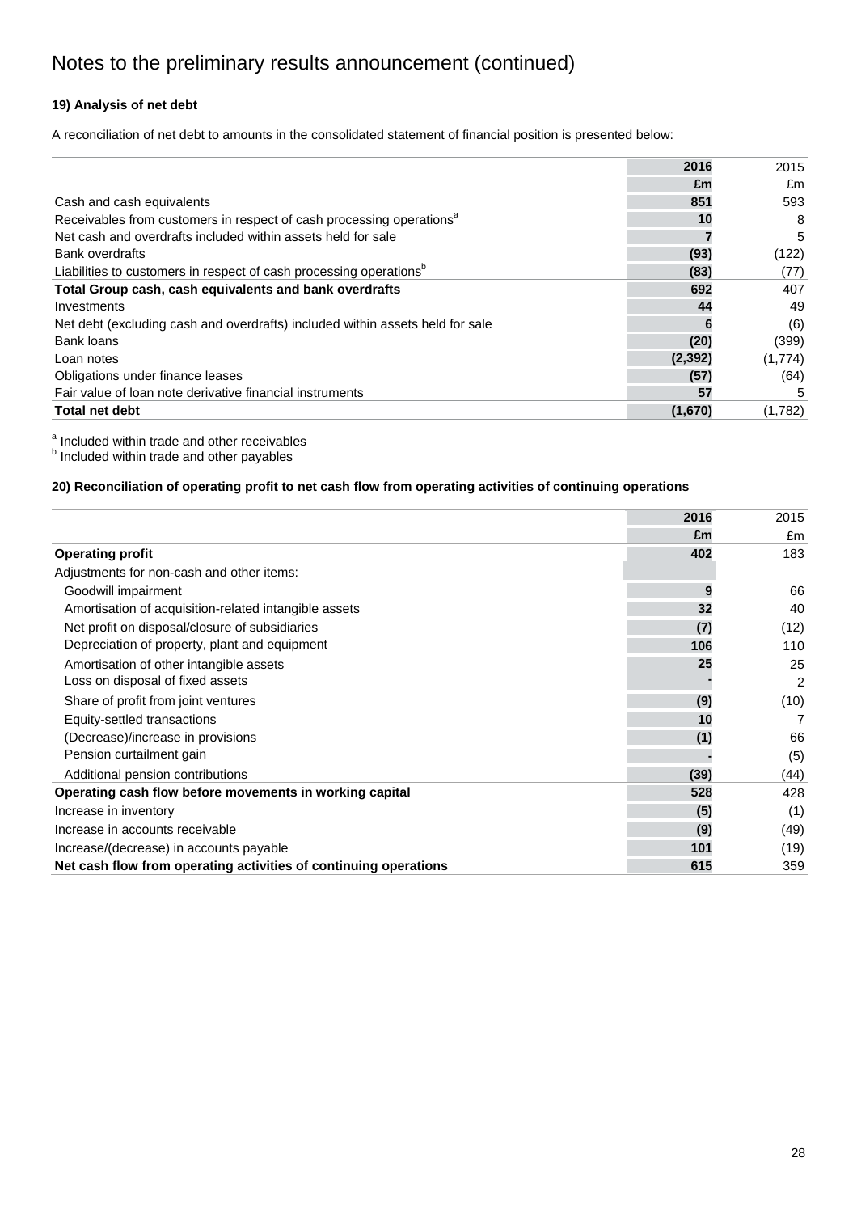# Notes to the preliminary results announcement (continued)

### 19) Analysis of net debt

A reconciliation of net debt to amounts in the consolidated statement of financial position is presented below:

| | 2016 | 2015 |
|---|---|---|
| | £m | £m |
| Cash and cash equivalents | 851 | 593 |
| Receivables from customers in respect of cash processing operations[a] | 10 | 8 |
| Net cash and overdrafts included within assets held for sale | 7 | 5 |
| Bank overdrafts | (93) | (122) |
| Liabilities to customers in respect of cash processing operations[b] | (83) | (77) |
| **Total Group cash, cash equivalents and bank overdrafts** | **692** | **407** |
| Investments | 44 | 49 |
| Net debt (excluding cash and overdrafts) included within assets held for sale | 6 | (6) |
| Bank loans | (20) | (399) |
| Loan notes | (2,392) | (1,774) |
| Obligations under finance leases | (57) | (64) |
| Fair value of loan note derivative financial instruments | 57 | 5 |
| **Total net debt** | **(1,670)** | **(1,782)** |

[a] Included within trade and other receivables
[b] Included within trade and other payables

### 20) Reconciliation of operating profit to net cash flow from operating activities of continuing operations

| | 2016 | 2015 |
|---|---|---|
| | £m | £m |
| **Operating profit** | **402** | **183** |
| Adjustments for non-cash and other items: | | |
| Goodwill impairment | 9 | 66 |
| Amortisation of acquisition-related intangible assets | 32 | 40 |
| Net profit on disposal/closure of subsidiaries | (7) | (12) |
| Depreciation of property, plant and equipment | 106 | 110 |
| Amortisation of other intangible assets | 25 | 25 |
| Loss on disposal of fixed assets | - | 2 |
| Share of profit from joint ventures | (9) | (10) |
| Equity-settled transactions | 10 | 7 |
| (Decrease)/increase in provisions | (1) | 66 |
| Pension curtailment gain | - | (5) |
| Additional pension contributions | (39) | (44) |
| **Operating cash flow before movements in working capital** | **528** | **428** |
| Increase in inventory | (5) | (1) |
| Increase in accounts receivable | (9) | (49) |
| Increase/(decrease) in accounts payable | 101 | (19) |
| **Net cash flow from operating activities of continuing operations** | **615** | **359** |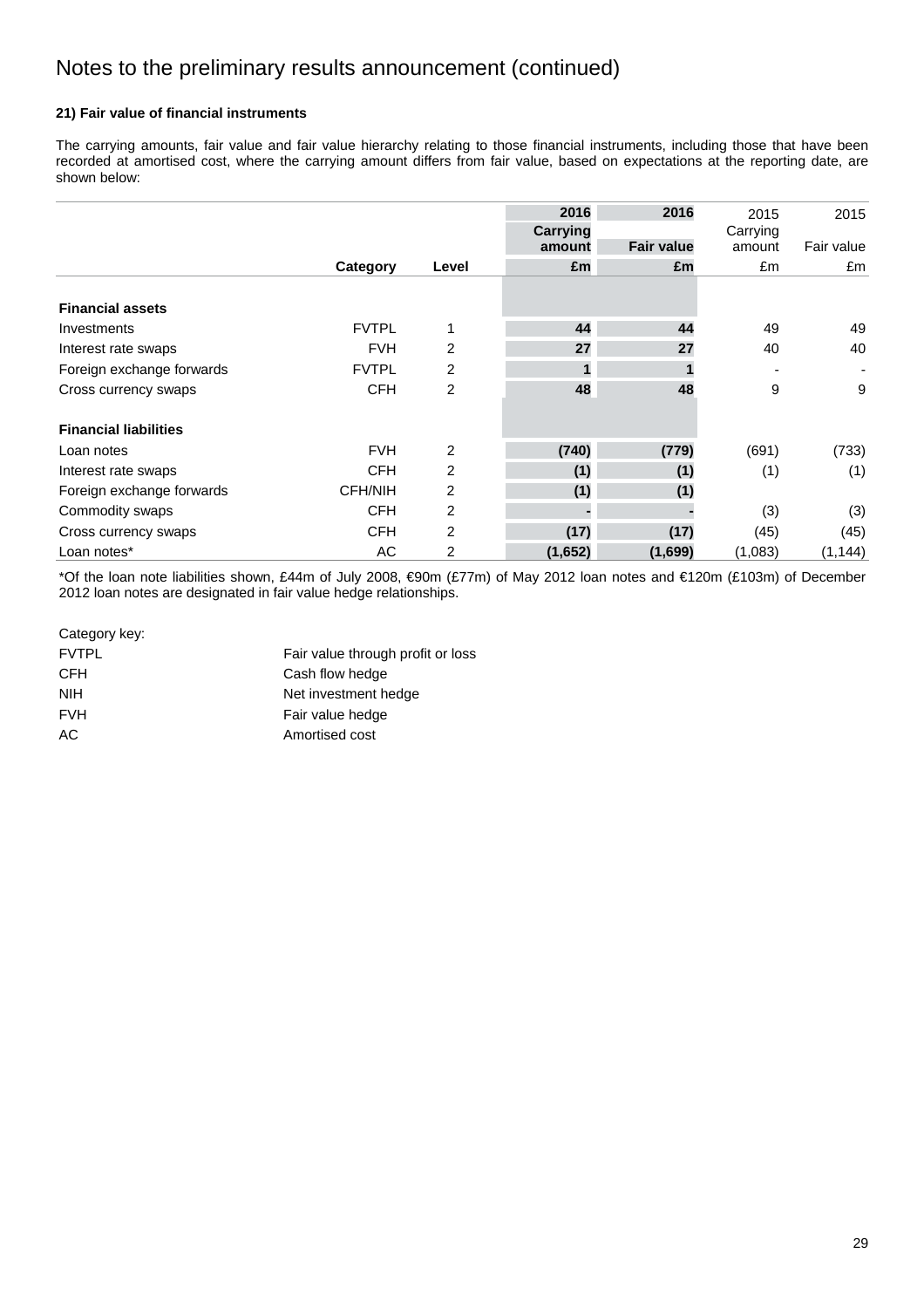# Notes to the preliminary results announcement (continued)

**21) Fair value of financial instruments**

The carrying amounts, fair value and fair value hierarchy relating to those financial instruments, including those that have been recorded at amortised cost, where the carrying amount differs from fair value, based on expectations at the reporting date, are shown below:

| | | | **2016** | **2016** | 2015 | 2015 |
|---|---|---|---|---|---|---|
| | | | **Carrying amount** | **Fair value** | Carrying amount | Fair value |
| | **Category** | **Level** | **£m** | **£m** | £m | £m |
| **Financial assets** | | | | | | |
| Investments | FVTPL | 1 | **44** | **44** | 49 | 49 |
| Interest rate swaps | FVH | 2 | **27** | **27** | 40 | 40 |
| Foreign exchange forwards | FVTPL | 2 | **1** | **1** | - | - |
| Cross currency swaps | CFH | 2 | **48** | **48** | 9 | 9 |
| **Financial liabilities** | | | | | | |
| Loan notes | FVH | 2 | **(740)** | **(779)** | (691) | (733) |
| Interest rate swaps | CFH | 2 | **(1)** | **(1)** | (1) | (1) |
| Foreign exchange forwards | CFH/NIH | 2 | **(1)** | **(1)** | | |
| Commodity swaps | CFH | 2 | **-** | **-** | (3) | (3) |
| Cross currency swaps | CFH | 2 | **(17)** | **(17)** | (45) | (45) |
| Loan notes* | AC | 2 | **(1,652)** | **(1,699)** | (1,083) | (1,144) |

*Of the loan note liabilities shown, £44m of July 2008, €90m (£77m) of May 2012 loan notes and €120m (£103m) of December 2012 loan notes are designated in fair value hedge relationships.

Category key:

| | |
|---|---|
| FVTPL | Fair value through profit or loss |
| CFH | Cash flow hedge |
| NIH | Net investment hedge |
| FVH | Fair value hedge |
| AC | Amortised cost |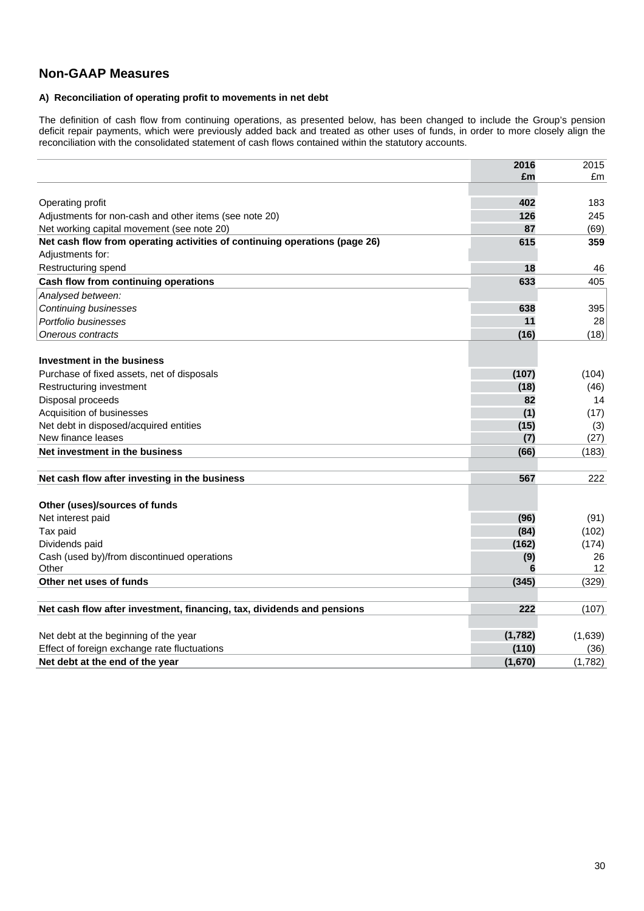## Non-GAAP Measures

### A) Reconciliation of operating profit to movements in net debt

The definition of cash flow from continuing operations, as presented below, has been changed to include the Group's pension deficit repair payments, which were previously added back and treated as other uses of funds, in order to more closely align the reconciliation with the consolidated statement of cash flows contained within the statutory accounts.

| | 2016 £m | 2015 £m |
|---|---|---|
| Operating profit | 402 | 183 |
| Adjustments for non-cash and other items (see note 20) | 126 | 245 |
| Net working capital movement (see note 20) | 87 | (69) |
| **Net cash flow from operating activities of continuing operations (page 26)** | **615** | **359** |
| Adjustments for: | | |
| Restructuring spend | 18 | 46 |
| **Cash flow from continuing operations** | **633** | 405 |
| *Analysed between:* | | |
| *Continuing businesses* | 638 | 395 |
| *Portfolio businesses* | 11 | 28 |
| *Onerous contracts* | (16) | (18) |
| | | |
| **Investment in the business** | | |
| Purchase of fixed assets, net of disposals | (107) | (104) |
| Restructuring investment | (18) | (46) |
| Disposal proceeds | 82 | 14 |
| Acquisition of businesses | (1) | (17) |
| Net debt in disposed/acquired entities | (15) | (3) |
| New finance leases | (7) | (27) |
| **Net investment in the business** | **(66)** | (183) |
| | | |
| **Net cash flow after investing in the business** | **567** | 222 |
| | | |
| **Other (uses)/sources of funds** | | |
| Net interest paid | (96) | (91) |
| Tax paid | (84) | (102) |
| Dividends paid | (162) | (174) |
| Cash (used by)/from discontinued operations | (9) | 26 |
| Other | 6 | 12 |
| **Other net uses of funds** | **(345)** | (329) |
| | | |
| **Net cash flow after investment, financing, tax, dividends and pensions** | **222** | (107) |
| | | |
| Net debt at the beginning of the year | (1,782) | (1,639) |
| Effect of foreign exchange rate fluctuations | (110) | (36) |
| **Net debt at the end of the year** | **(1,670)** | (1,782) |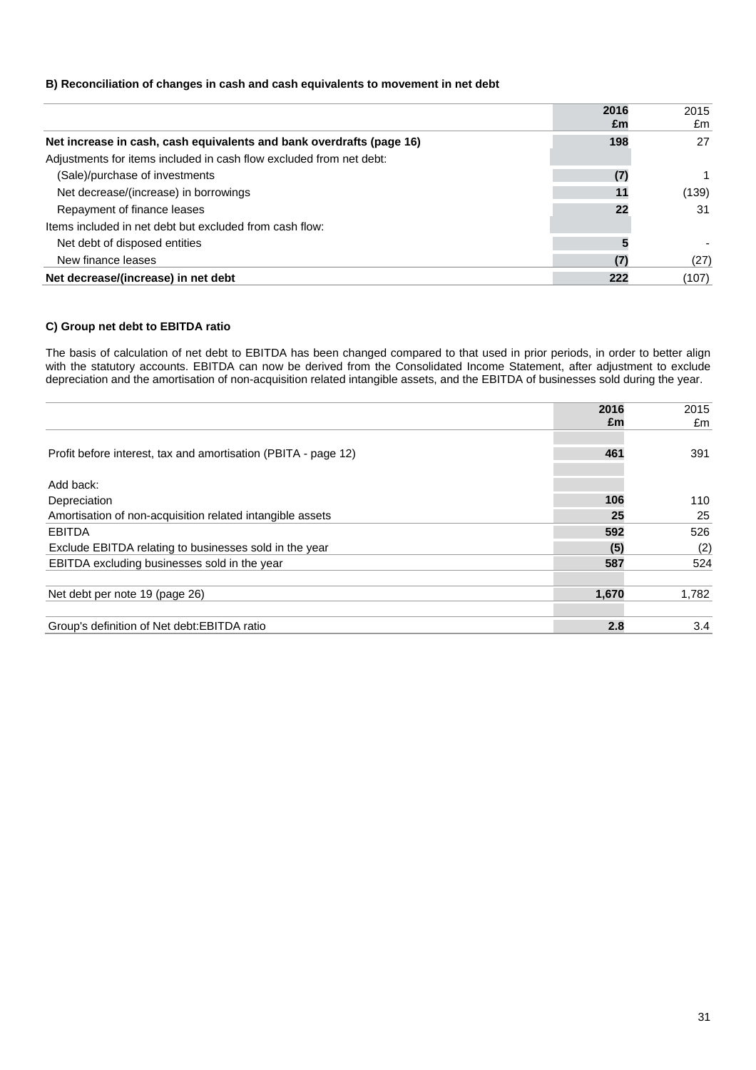**B) Reconciliation of changes in cash and cash equivalents to movement in net debt**

| | 2016 £m | 2015 £m |
|---|---|---|
| **Net increase in cash, cash equivalents and bank overdrafts (page 16)** | **198** | 27 |
| Adjustments for items included in cash flow excluded from net debt: | | |
| (Sale)/purchase of investments | **(7)** | 1 |
| Net decrease/(increase) in borrowings | **11** | (139) |
| Repayment of finance leases | **22** | 31 |
| Items included in net debt but excluded from cash flow: | | |
| Net debt of disposed entities | **5** | - |
| New finance leases | **(7)** | (27) |
| **Net decrease/(increase) in net debt** | **222** | (107) |

**C) Group net debt to EBITDA ratio**

The basis of calculation of net debt to EBITDA has been changed compared to that used in prior periods, in order to better align with the statutory accounts. EBITDA can now be derived from the Consolidated Income Statement, after adjustment to exclude depreciation and the amortisation of non-acquisition related intangible assets, and the EBITDA of businesses sold during the year.

| | 2016 £m | 2015 £m |
|---|---|---|
| Profit before interest, tax and amortisation (PBITA - page 12) | **461** | 391 |
| Add back: | | |
| Depreciation | **106** | 110 |
| Amortisation of non-acquisition related intangible assets | **25** | 25 |
| EBITDA | **592** | 526 |
| Exclude EBITDA relating to businesses sold in the year | **(5)** | (2) |
| EBITDA excluding businesses sold in the year | **587** | 524 |
| Net debt per note 19 (page 26) | **1,670** | 1,782 |
| Group's definition of Net debt:EBITDA ratio | **2.8** | 3.4 |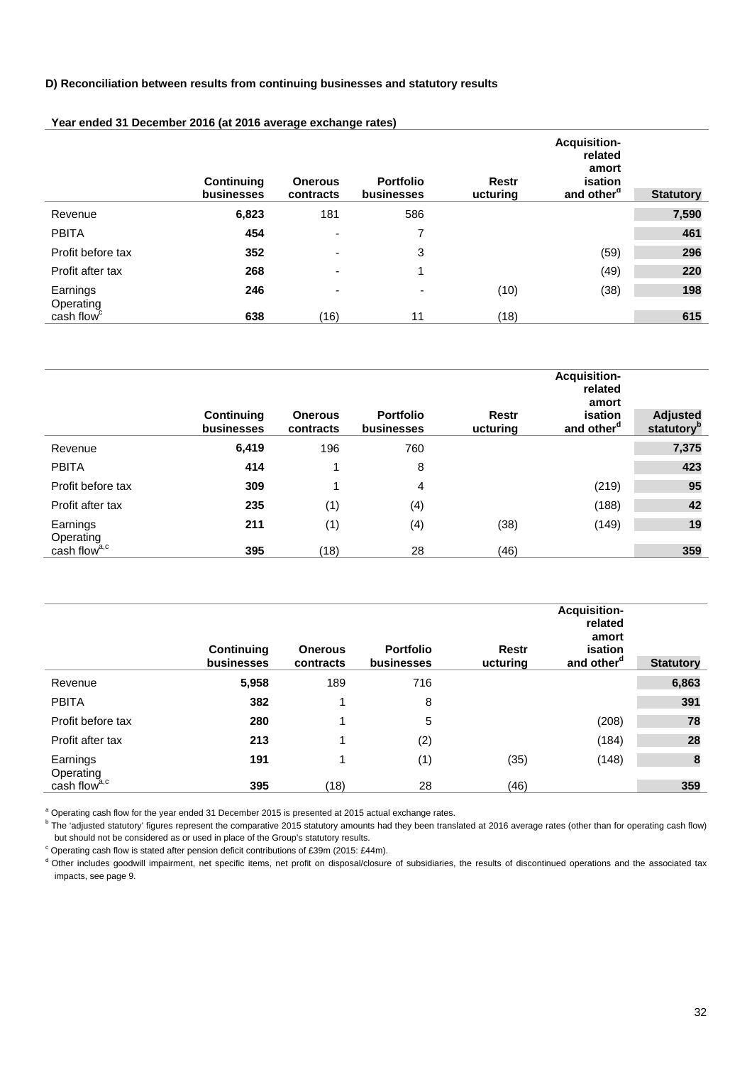**D) Reconciliation between results from continuing businesses and statutory results**

**Year ended 31 December 2016 (at 2016 average exchange rates)**

| | Continuing businesses | Onerous contracts | Portfolio businesses | Restructuring | Acquisition-related amortisation and other[d] | Statutory |
|---|---|---|---|---|---|---|
| Revenue | **6,823** | 181 | 586 | | | **7,590** |
| PBITA | **454** | - | 7 | | | **461** |
| Profit before tax | **352** | - | 3 | | (59) | **296** |
| Profit after tax | **268** | - | 1 | | (49) | **220** |
| Earnings | **246** | - | - | (10) | (38) | **198** |
| Operating cash flow[c] | **638** | (16) | 11 | (18) | | **615** |

| | Continuing businesses | Onerous contracts | Portfolio businesses | Restructuring | Acquisition-related amortisation and other[d] | Adjusted statutory[b] |
|---|---|---|---|---|---|---|
| Revenue | **6,419** | 196 | 760 | | | **7,375** |
| PBITA | **414** | 1 | 8 | | | **423** |
| Profit before tax | **309** | 1 | 4 | | (219) | **95** |
| Profit after tax | **235** | (1) | (4) | | (188) | **42** |
| Earnings | **211** | (1) | (4) | (38) | (149) | **19** |
| Operating cash flow[a,c] | **395** | (18) | 28 | (46) | | **359** |

| | Continuing businesses | Onerous contracts | Portfolio businesses | Restructuring | Acquisition-related amortisation and other[d] | Statutory |
|---|---|---|---|---|---|---|
| Revenue | **5,958** | 189 | 716 | | | **6,863** |
| PBITA | **382** | 1 | 8 | | | **391** |
| Profit before tax | **280** | 1 | 5 | | (208) | **78** |
| Profit after tax | **213** | 1 | (2) | | (184) | **28** |
| Earnings | **191** | 1 | (1) | (35) | (148) | **8** |
| Operating cash flow[a,c] | **395** | (18) | 28 | (46) | | **359** |

[a] Operating cash flow for the year ended 31 December 2015 is presented at 2015 actual exchange rates.

[b] The 'adjusted statutory' figures represent the comparative 2015 statutory amounts had they been translated at 2016 average rates (other than for operating cash flow) but should not be considered as or used in place of the Group's statutory results.

[c] Operating cash flow is stated after pension deficit contributions of £39m (2015: £44m).

[d] Other includes goodwill impairment, net specific items, net profit on disposal/closure of subsidiaries, the results of discontinued operations and the associated tax impacts, see page 9.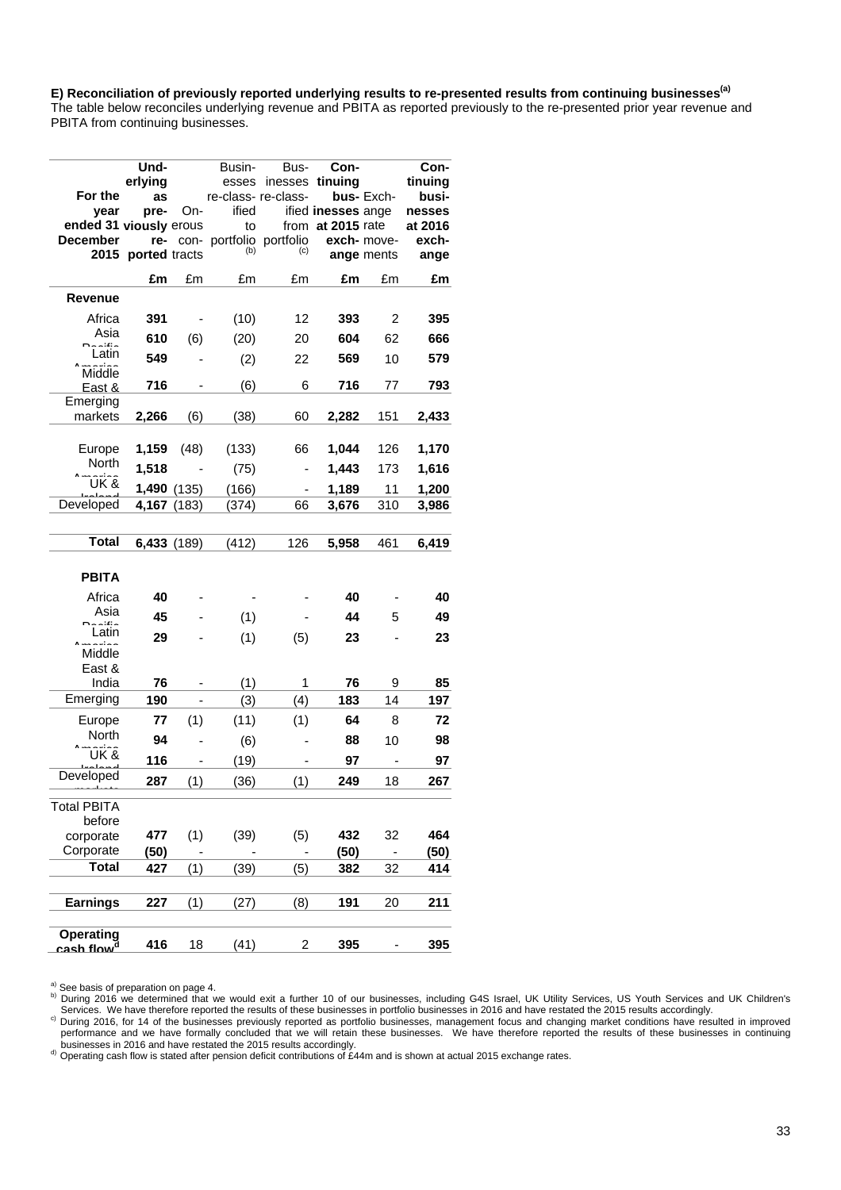**E) Reconciliation of previously reported underlying results to re-presented results from continuing businesses[(a)]**

The table below reconciles underlying revenue and PBITA as reported previously to the re-presented prior year revenue and PBITA from continuing businesses.

| For the year ended 31 December 2015 | Underlying as previously reported | Onerous contracts | Businesses re-classified to portfolio[(b)] | Businesses re-classified from portfolio[(c)] | Continuing businesses at 2015 rate exchange | Exchange rate movements | Continuing businesses at 2016 exchange |
|---|---|---|---|---|---|---|---|
| | **£m** | £m | £m | £m | **£m** | £m | **£m** |
| **Revenue** | | | | | | | |
| Africa | **391** | - | (10) | 12 | **393** | 2 | **395** |
| Asia Pacific | **610** | (6) | (20) | 20 | **604** | 62 | **666** |
| Latin America | **549** | - | (2) | 22 | **569** | 10 | **579** |
| Middle East & India | **716** | - | (6) | 6 | **716** | 77 | **793** |
| Emerging markets | **2,266** | (6) | (38) | 60 | **2,282** | 151 | **2,433** |
| Europe | **1,159** | (48) | (133) | 66 | **1,044** | 126 | **1,170** |
| North America | **1,518** | - | (75) | - | **1,443** | 173 | **1,616** |
| UK & Ireland | **1,490** | (135) | (166) | - | **1,189** | 11 | **1,200** |
| Developed | **4,167** | (183) | (374) | 66 | **3,676** | 310 | **3,986** |
| **Total** | **6,433** | (189) | (412) | 126 | **5,958** | 461 | **6,419** |
| **PBITA** | | | | | | | |
| Africa | **40** | - | - | - | **40** | - | **40** |
| Asia Pacific | **45** | - | (1) | - | **44** | 5 | **49** |
| Latin America | **29** | - | (1) | (5) | **23** | - | **23** |
| Middle East & India | **76** | - | (1) | 1 | **76** | 9 | **85** |
| Emerging | **190** | - | (3) | (4) | **183** | 14 | **197** |
| Europe | **77** | (1) | (11) | (1) | **64** | 8 | **72** |
| North America | **94** | - | (6) | - | **88** | 10 | **98** |
| UK & Ireland | **116** | - | (19) | - | **97** | - | **97** |
| Developed markets | **287** | (1) | (36) | (1) | **249** | 18 | **267** |
| Total PBITA before corporate | **477** | (1) | (39) | (5) | **432** | 32 | **464** |
| Corporate | **(50)** | - | - | - | **(50)** | - | **(50)** |
| **Total** | **427** | (1) | (39) | (5) | **382** | 32 | **414** |
| **Earnings** | **227** | (1) | (27) | (8) | **191** | 20 | **211** |
| **Operating cash flow[d]** | **416** | 18 | (41) | 2 | **395** | - | **395** |

a) See basis of preparation on page 4.

b) During 2016 we determined that we would exit a further 10 of our businesses, including G4S Israel, UK Utility Services, US Youth Services and UK Children's Services. We have therefore reported the results of these businesses in portfolio businesses in 2016 and have restated the 2015 results accordingly.

c) During 2016, for 14 of the businesses previously reported as portfolio businesses, management focus and changing market conditions have resulted in improved performance and we have formally concluded that we will retain these businesses. We have therefore reported the results of these businesses in continuing businesses in 2016 and have restated the 2015 results accordingly.

d) Operating cash flow is stated after pension deficit contributions of £44m and is shown at actual 2015 exchange rates.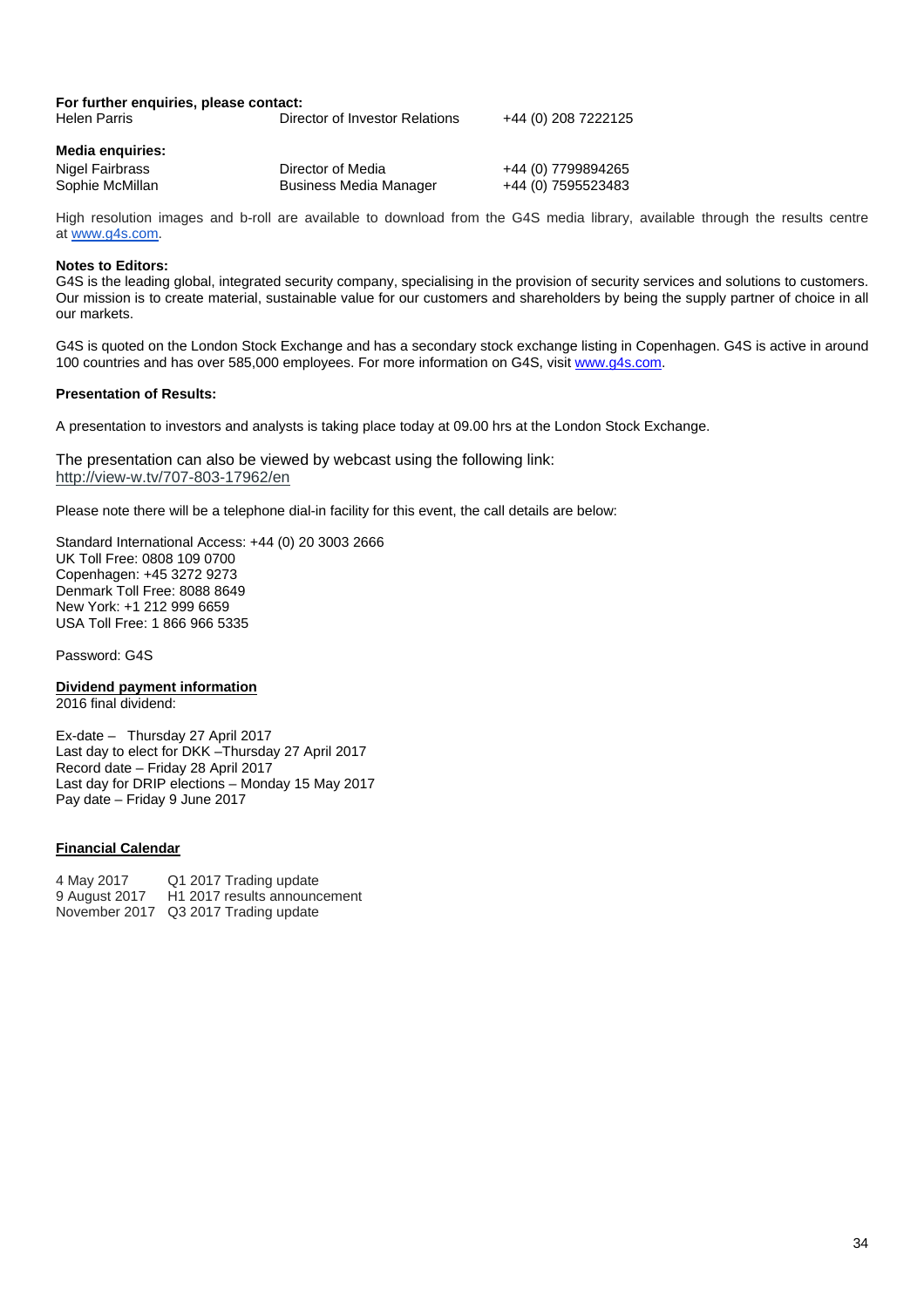**For further enquiries, please contact:**

| | | |
|---|---|---|
| Helen Parris | Director of Investor Relations | +44 (0) 208 7222125 |

**Media enquiries:**

| | | |
|---|---|---|
| Nigel Fairbrass | Director of Media | +44 (0) 7799894265 |
| Sophie McMillan | Business Media Manager | +44 (0) 7595523483 |

High resolution images and b-roll are available to download from the G4S media library, available through the results centre at www.g4s.com.

**Notes to Editors:**

G4S is the leading global, integrated security company, specialising in the provision of security services and solutions to customers. Our mission is to create material, sustainable value for our customers and shareholders by being the supply partner of choice in all our markets.

G4S is quoted on the London Stock Exchange and has a secondary stock exchange listing in Copenhagen. G4S is active in around 100 countries and has over 585,000 employees. For more information on G4S, visit www.g4s.com.

**Presentation of Results:**

A presentation to investors and analysts is taking place today at 09.00 hrs at the London Stock Exchange.

The presentation can also be viewed by webcast using the following link:
http://view-w.tv/707-803-17962/en

Please note there will be a telephone dial-in facility for this event, the call details are below:

Standard International Access: +44 (0) 20 3003 2666
UK Toll Free: 0808 109 0700
Copenhagen: +45 3272 9273
Denmark Toll Free: 8088 8649
New York: +1 212 999 6659
USA Toll Free: 1 866 966 5335

Password: G4S

**Dividend payment information**

2016 final dividend:

Ex-date – Thursday 27 April 2017
Last day to elect for DKK –Thursday 27 April 2017
Record date – Friday 28 April 2017
Last day for DRIP elections – Monday 15 May 2017
Pay date – Friday 9 June 2017

**Financial Calendar**

| | |
|---|---|
| 4 May 2017 | Q1 2017 Trading update |
| 9 August 2017 | H1 2017 results announcement |
| November 2017 | Q3 2017 Trading update |